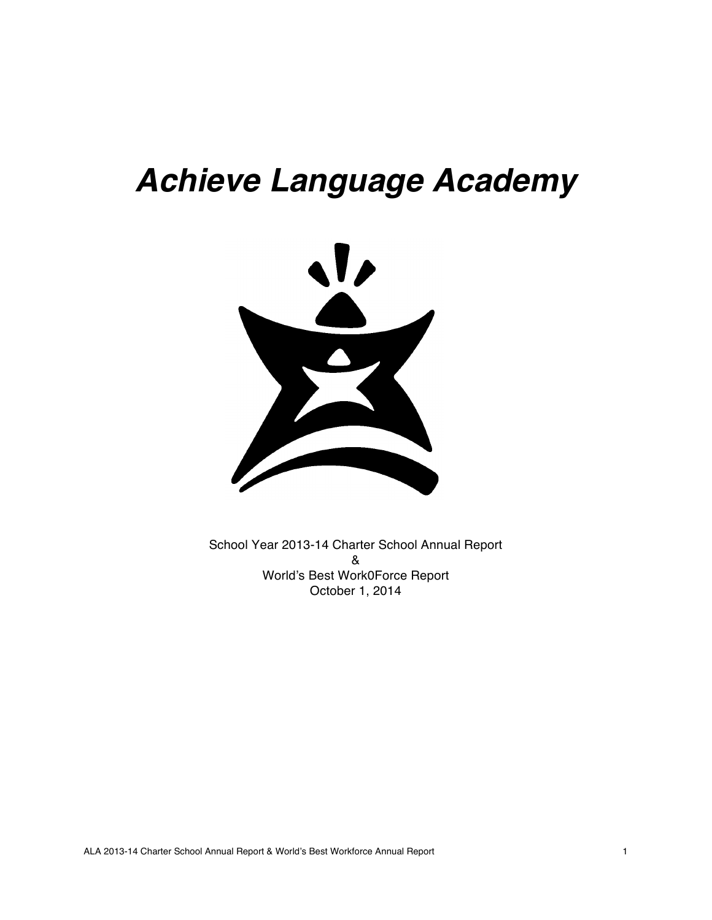# ***Achieve Language Academy***

School Year 2013-14 Charter School Annual Report
&
World's Best Work0Force Report
October 1, 2014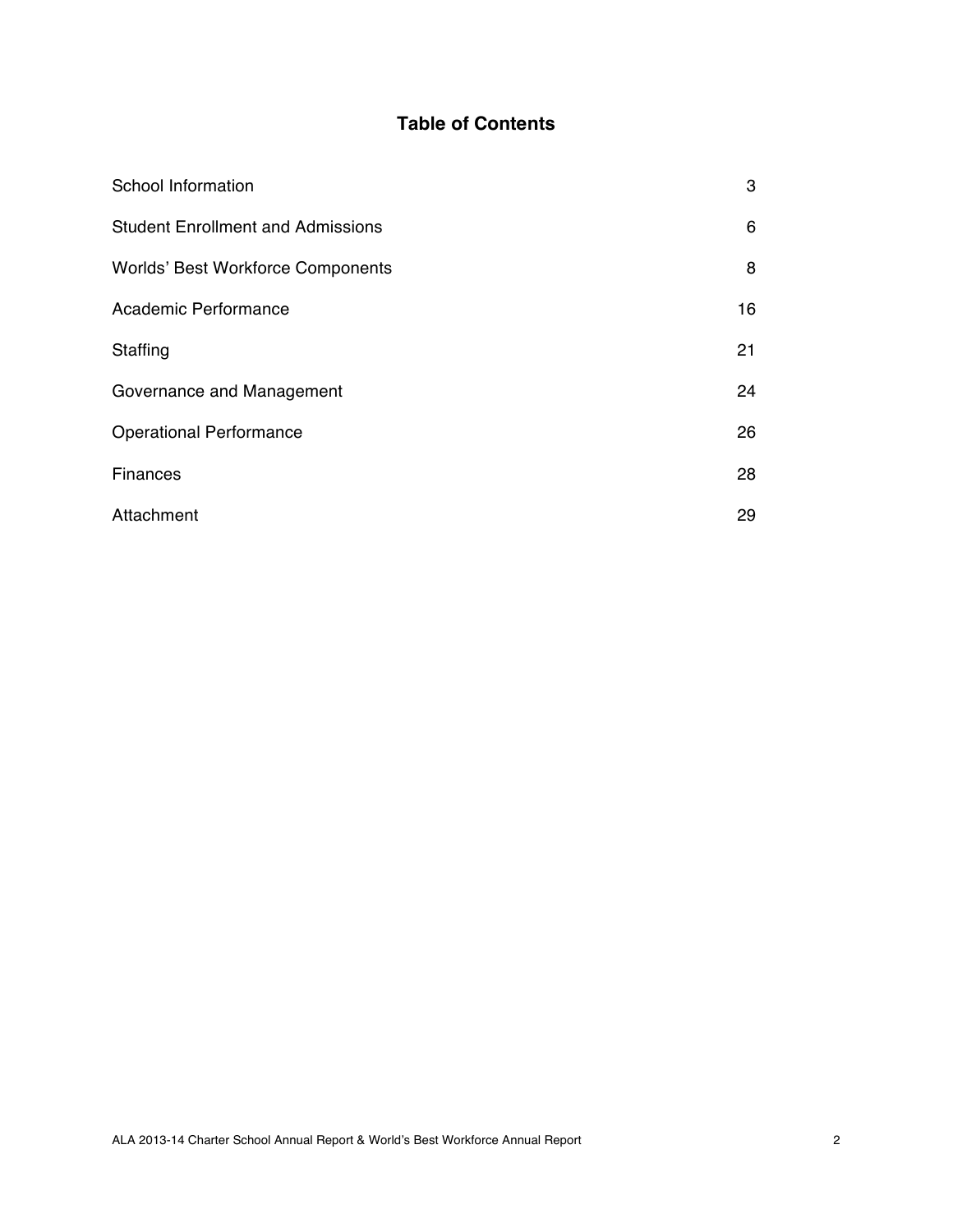## Table of Contents

| | |
|---|---|
| School Information | 3 |
| Student Enrollment and Admissions | 6 |
| Worlds' Best Workforce Components | 8 |
| Academic Performance | 16 |
| Staffing | 21 |
| Governance and Management | 24 |
| Operational Performance | 26 |
| Finances | 28 |
| Attachment | 29 |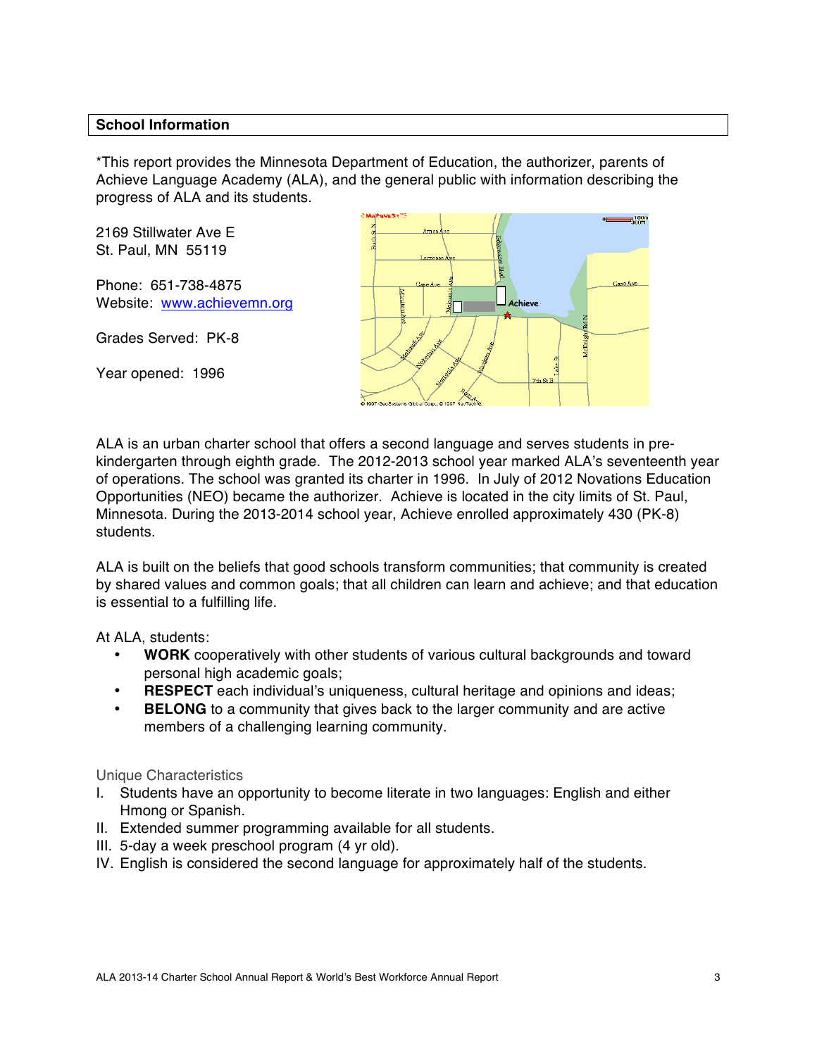## School Information

*This report provides the Minnesota Department of Education, the authorizer, parents of Achieve Language Academy (ALA), and the general public with information describing the progress of ALA and its students.

2169 Stillwater Ave E
St. Paul, MN 55119

Phone: 651-738-4875
Website: www.achievemn.org

Grades Served: PK-8

Year opened: 1996

ALA is an urban charter school that offers a second language and serves students in pre-kindergarten through eighth grade. The 2012-2013 school year marked ALA's seventeenth year of operations. The school was granted its charter in 1996. In July of 2012 Novations Education Opportunities (NEO) became the authorizer. Achieve is located in the city limits of St. Paul, Minnesota. During the 2013-2014 school year, Achieve enrolled approximately 430 (PK-8) students.

ALA is built on the beliefs that good schools transform communities; that community is created by shared values and common goals; that all children can learn and achieve; and that education is essential to a fulfilling life.

At ALA, students:

- **WORK** cooperatively with other students of various cultural backgrounds and toward personal high academic goals;
- **RESPECT** each individual's uniqueness, cultural heritage and opinions and ideas;
- **BELONG** to a community that gives back to the larger community and are active members of a challenging learning community.

### Unique Characteristics

I. Students have an opportunity to become literate in two languages: English and either Hmong or Spanish.
II. Extended summer programming available for all students.
III. 5-day a week preschool program (4 yr old).
IV. English is considered the second language for approximately half of the students.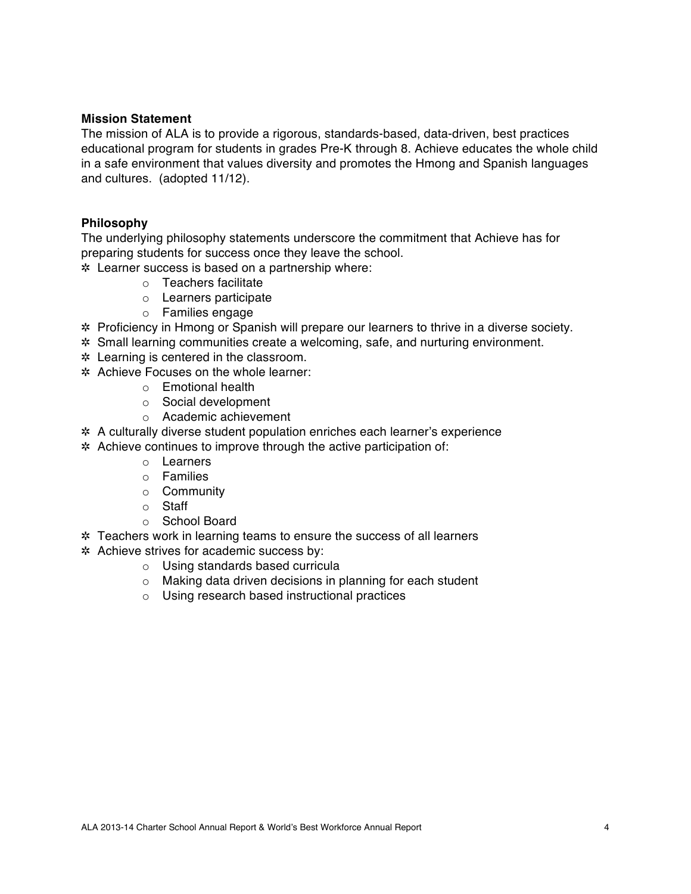**Mission Statement**

The mission of ALA is to provide a rigorous, standards-based, data-driven, best practices educational program for students in grades Pre-K through 8. Achieve educates the whole child in a safe environment that values diversity and promotes the Hmong and Spanish languages and cultures. (adopted 11/12).

**Philosophy**

The underlying philosophy statements underscore the commitment that Achieve has for preparing students for success once they leave the school.

- Learner success is based on a partnership where:
  - Teachers facilitate
  - Learners participate
  - Families engage
- Proficiency in Hmong or Spanish will prepare our learners to thrive in a diverse society.
- Small learning communities create a welcoming, safe, and nurturing environment.
- Learning is centered in the classroom.
- Achieve Focuses on the whole learner:
  - Emotional health
  - Social development
  - Academic achievement
- A culturally diverse student population enriches each learner's experience
- Achieve continues to improve through the active participation of:
  - Learners
  - Families
  - Community
  - Staff
  - School Board
- Teachers work in learning teams to ensure the success of all learners
- Achieve strives for academic success by:
  - Using standards based curricula
  - Making data driven decisions in planning for each student
  - Using research based instructional practices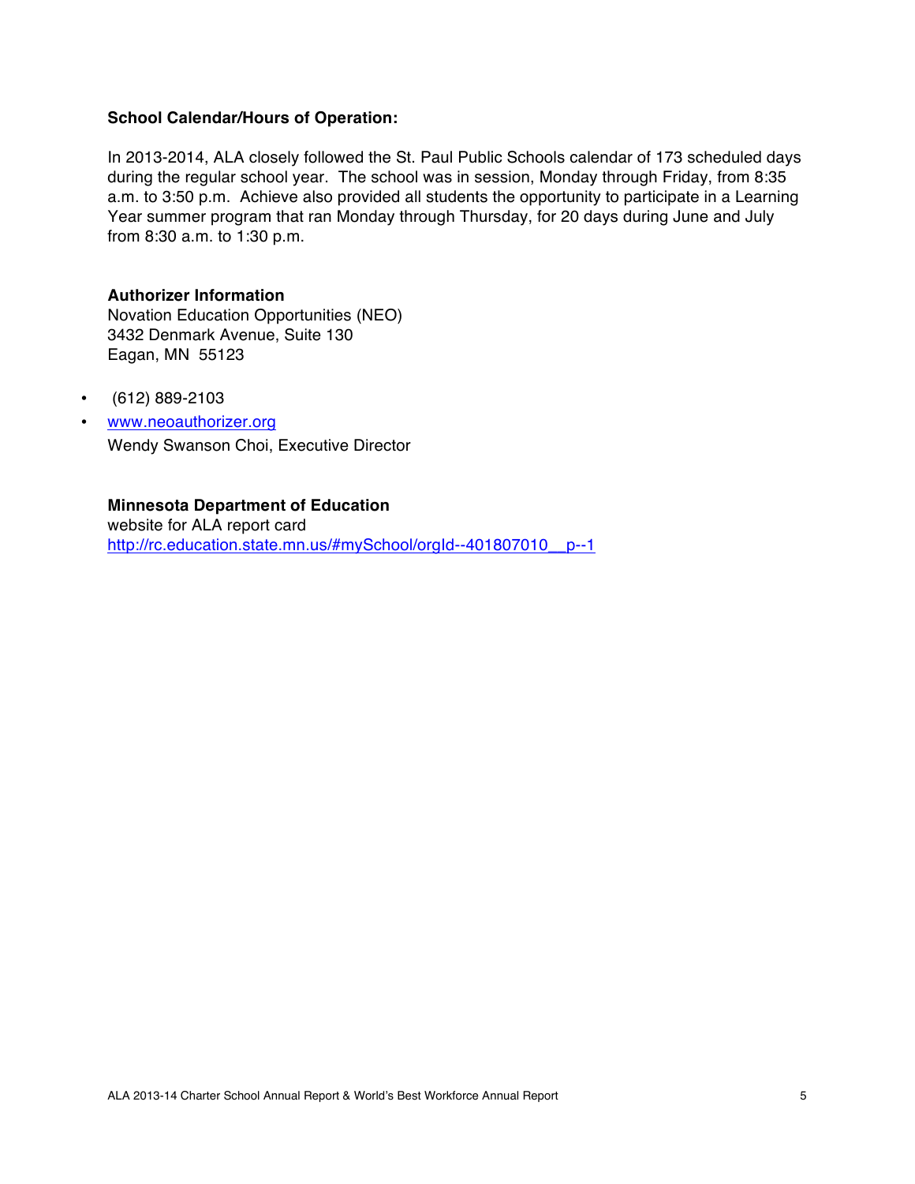**School Calendar/Hours of Operation:**

In 2013-2014, ALA closely followed the St. Paul Public Schools calendar of 173 scheduled days during the regular school year. The school was in session, Monday through Friday, from 8:35 a.m. to 3:50 p.m. Achieve also provided all students the opportunity to participate in a Learning Year summer program that ran Monday through Thursday, for 20 days during June and July from 8:30 a.m. to 1:30 p.m.

**Authorizer Information**

Novation Education Opportunities (NEO)
3432 Denmark Avenue, Suite 130
Eagan, MN 55123

- (612) 889-2103
- www.neoauthorizer.org

Wendy Swanson Choi, Executive Director

**Minnesota Department of Education**

website for ALA report card
http://rc.education.state.mn.us/#mySchool/orgId--401807010__p--1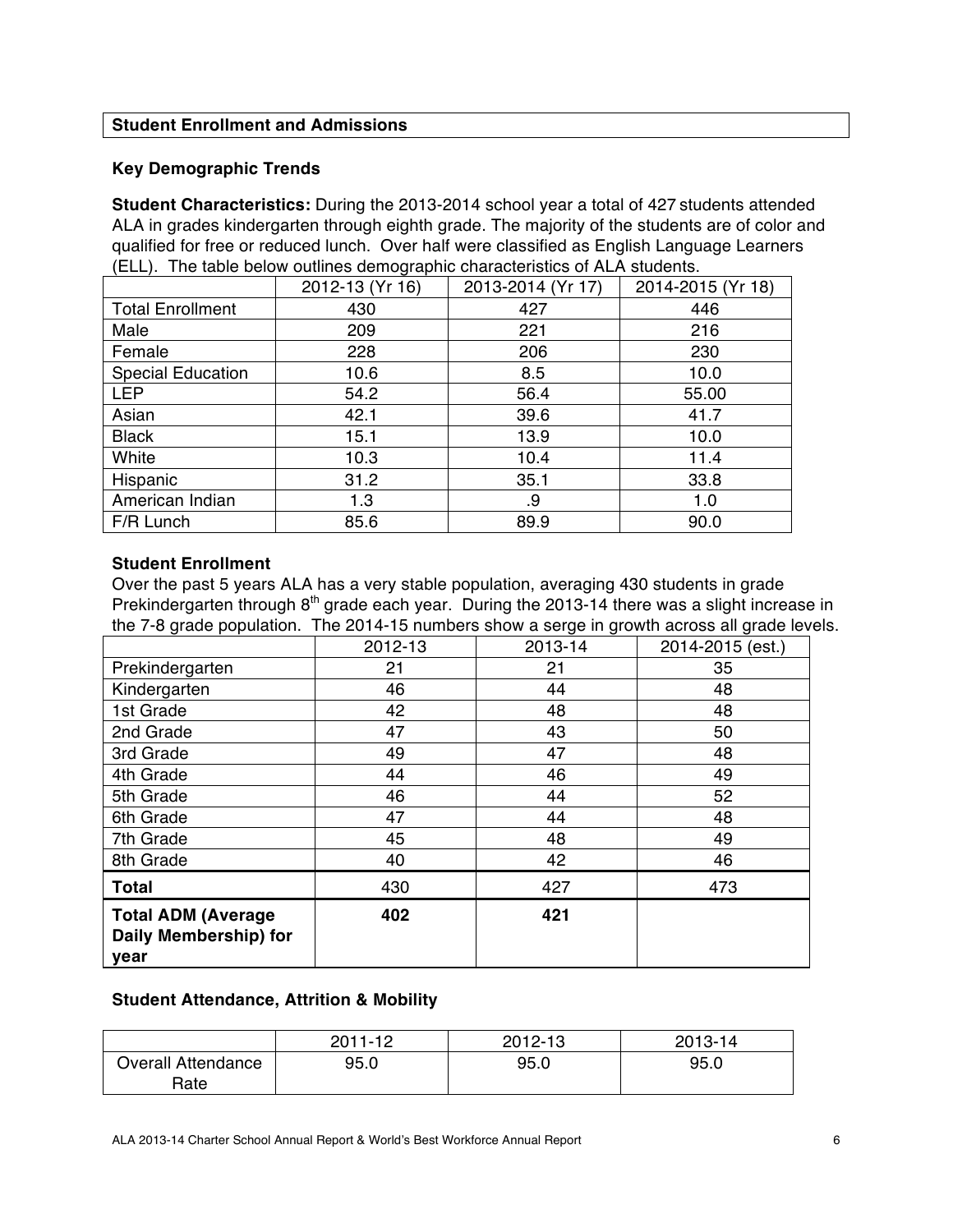## Student Enrollment and Admissions

### Key Demographic Trends

**Student Characteristics:** During the 2013-2014 school year a total of 427 students attended ALA in grades kindergarten through eighth grade. The majority of the students are of color and qualified for free or reduced lunch. Over half were classified as English Language Learners (ELL). The table below outlines demographic characteristics of ALA students.

| | 2012-13 (Yr 16) | 2013-2014 (Yr 17) | 2014-2015 (Yr 18) |
|---|---|---|---|
| Total Enrollment | 430 | 427 | 446 |
| Male | 209 | 221 | 216 |
| Female | 228 | 206 | 230 |
| Special Education | 10.6 | 8.5 | 10.0 |
| LEP | 54.2 | 56.4 | 55.00 |
| Asian | 42.1 | 39.6 | 41.7 |
| Black | 15.1 | 13.9 | 10.0 |
| White | 10.3 | 10.4 | 11.4 |
| Hispanic | 31.2 | 35.1 | 33.8 |
| American Indian | 1.3 | .9 | 1.0 |
| F/R Lunch | 85.6 | 89.9 | 90.0 |

### Student Enrollment

Over the past 5 years ALA has a very stable population, averaging 430 students in grade Prekindergarten through 8th grade each year. During the 2013-14 there was a slight increase in the 7-8 grade population. The 2014-15 numbers show a serge in growth across all grade levels.

| | 2012-13 | 2013-14 | 2014-2015 (est.) |
|---|---|---|---|
| Prekindergarten | 21 | 21 | 35 |
| Kindergarten | 46 | 44 | 48 |
| 1st Grade | 42 | 48 | 48 |
| 2nd Grade | 47 | 43 | 50 |
| 3rd Grade | 49 | 47 | 48 |
| 4th Grade | 44 | 46 | 49 |
| 5th Grade | 46 | 44 | 52 |
| 6th Grade | 47 | 44 | 48 |
| 7th Grade | 45 | 48 | 49 |
| 8th Grade | 40 | 42 | 46 |
| **Total** | 430 | 427 | 473 |
| **Total ADM (Average Daily Membership) for year** | **402** | **421** | |

### Student Attendance, Attrition & Mobility

| | 2011-12 | 2012-13 | 2013-14 |
|---|---|---|---|
| Overall Attendance Rate | 95.0 | 95.0 | 95.0 |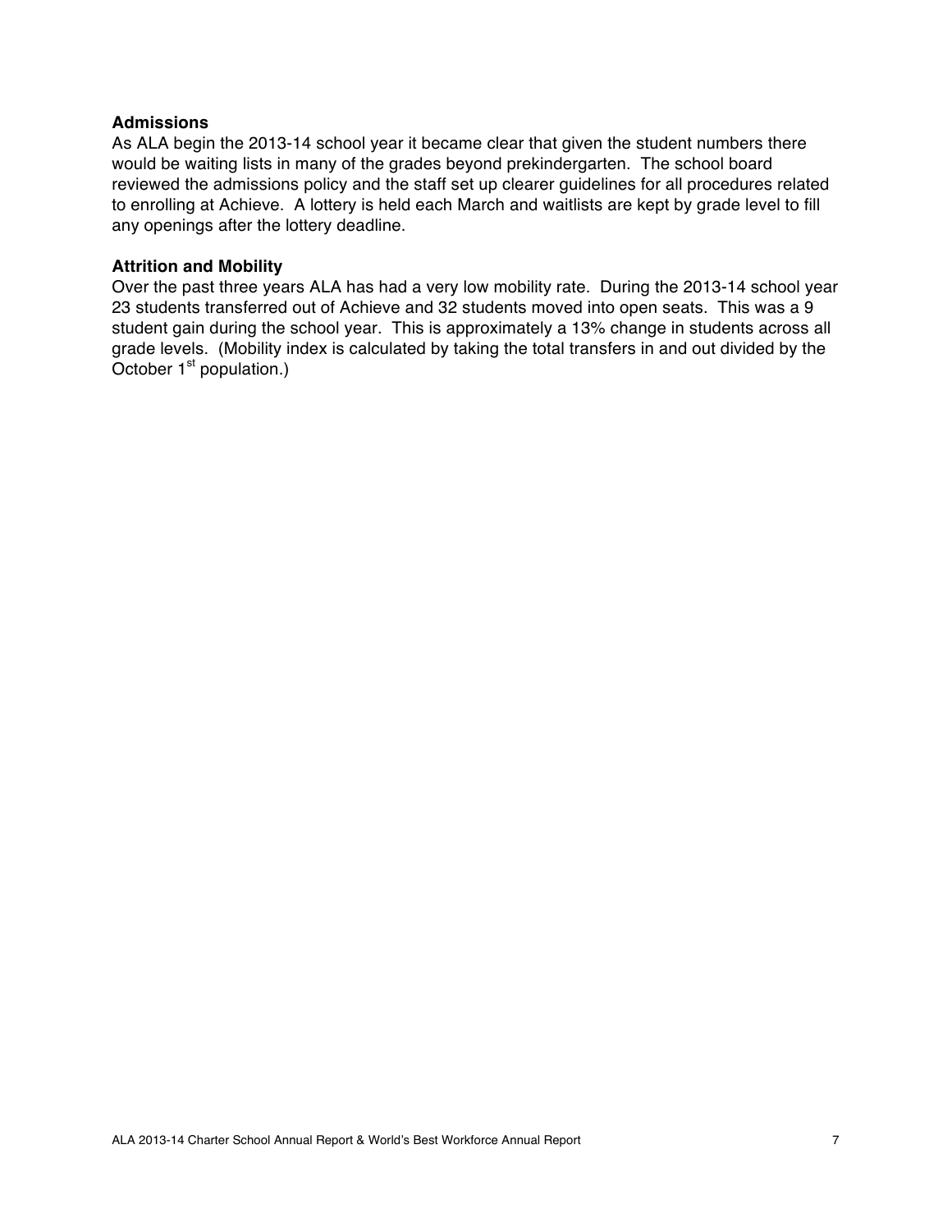**Admissions**

As ALA begin the 2013-14 school year it became clear that given the student numbers there would be waiting lists in many of the grades beyond prekindergarten. The school board reviewed the admissions policy and the staff set up clearer guidelines for all procedures related to enrolling at Achieve. A lottery is held each March and waitlists are kept by grade level to fill any openings after the lottery deadline.

**Attrition and Mobility**

Over the past three years ALA has had a very low mobility rate. During the 2013-14 school year 23 students transferred out of Achieve and 32 students moved into open seats. This was a 9 student gain during the school year. This is approximately a 13% change in students across all grade levels. (Mobility index is calculated by taking the total transfers in and out divided by the October 1st population.)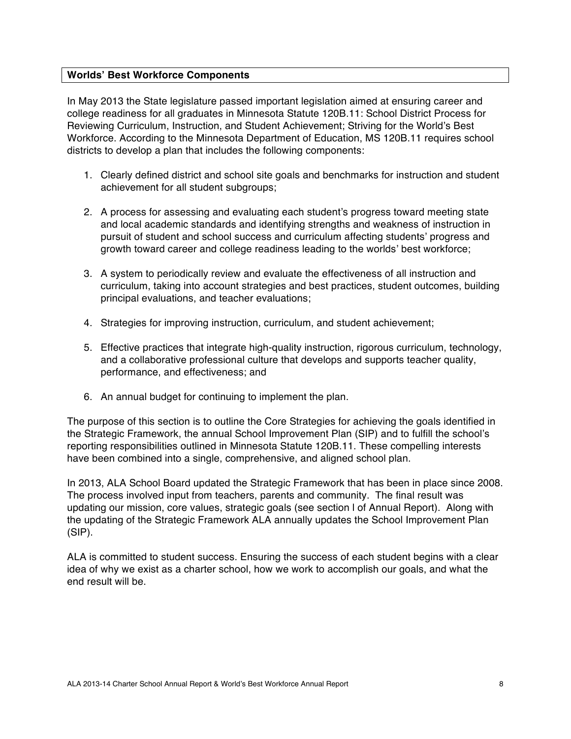**Worlds' Best Workforce Components**

In May 2013 the State legislature passed important legislation aimed at ensuring career and college readiness for all graduates in Minnesota Statute 120B.11: School District Process for Reviewing Curriculum, Instruction, and Student Achievement; Striving for the World's Best Workforce. According to the Minnesota Department of Education, MS 120B.11 requires school districts to develop a plan that includes the following components:

1. Clearly defined district and school site goals and benchmarks for instruction and student achievement for all student subgroups;

2. A process for assessing and evaluating each student's progress toward meeting state and local academic standards and identifying strengths and weakness of instruction in pursuit of student and school success and curriculum affecting students' progress and growth toward career and college readiness leading to the worlds' best workforce;

3. A system to periodically review and evaluate the effectiveness of all instruction and curriculum, taking into account strategies and best practices, student outcomes, building principal evaluations, and teacher evaluations;

4. Strategies for improving instruction, curriculum, and student achievement;

5. Effective practices that integrate high-quality instruction, rigorous curriculum, technology, and a collaborative professional culture that develops and supports teacher quality, performance, and effectiveness; and

6. An annual budget for continuing to implement the plan.

The purpose of this section is to outline the Core Strategies for achieving the goals identified in the Strategic Framework, the annual School Improvement Plan (SIP) and to fulfill the school's reporting responsibilities outlined in Minnesota Statute 120B.11. These compelling interests have been combined into a single, comprehensive, and aligned school plan.

In 2013, ALA School Board updated the Strategic Framework that has been in place since 2008. The process involved input from teachers, parents and community. The final result was updating our mission, core values, strategic goals (see section l of Annual Report). Along with the updating of the Strategic Framework ALA annually updates the School Improvement Plan (SIP).

ALA is committed to student success. Ensuring the success of each student begins with a clear idea of why we exist as a charter school, how we work to accomplish our goals, and what the end result will be.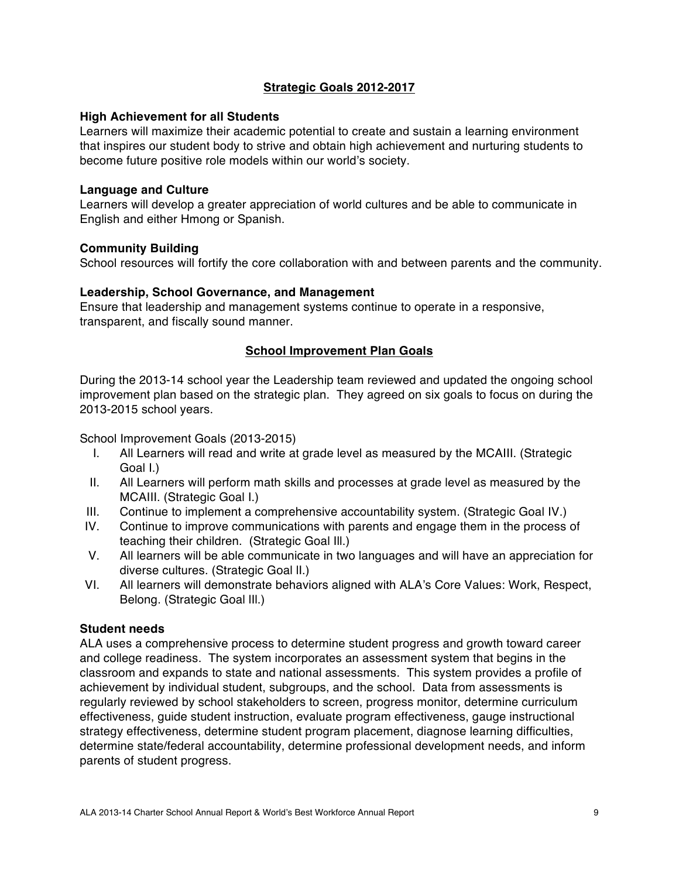## Strategic Goals 2012-2017

### High Achievement for all Students

Learners will maximize their academic potential to create and sustain a learning environment that inspires our student body to strive and obtain high achievement and nurturing students to become future positive role models within our world's society.

### Language and Culture

Learners will develop a greater appreciation of world cultures and be able to communicate in English and either Hmong or Spanish.

### Community Building

School resources will fortify the core collaboration with and between parents and the community.

### Leadership, School Governance, and Management

Ensure that leadership and management systems continue to operate in a responsive, transparent, and fiscally sound manner.

## School Improvement Plan Goals

During the 2013-14 school year the Leadership team reviewed and updated the ongoing school improvement plan based on the strategic plan. They agreed on six goals to focus on during the 2013-2015 school years.

School Improvement Goals (2013-2015)

I. All Learners will read and write at grade level as measured by the MCAIII. (Strategic Goal I.)
II. All Learners will perform math skills and processes at grade level as measured by the MCAIII. (Strategic Goal I.)
III. Continue to implement a comprehensive accountability system. (Strategic Goal IV.)
IV. Continue to improve communications with parents and engage them in the process of teaching their children. (Strategic Goal III.)
V. All learners will be able communicate in two languages and will have an appreciation for diverse cultures. (Strategic Goal II.)
VI. All learners will demonstrate behaviors aligned with ALA's Core Values: Work, Respect, Belong. (Strategic Goal III.)

### Student needs

ALA uses a comprehensive process to determine student progress and growth toward career and college readiness. The system incorporates an assessment system that begins in the classroom and expands to state and national assessments. This system provides a profile of achievement by individual student, subgroups, and the school. Data from assessments is regularly reviewed by school stakeholders to screen, progress monitor, determine curriculum effectiveness, guide student instruction, evaluate program effectiveness, gauge instructional strategy effectiveness, determine student program placement, diagnose learning difficulties, determine state/federal accountability, determine professional development needs, and inform parents of student progress.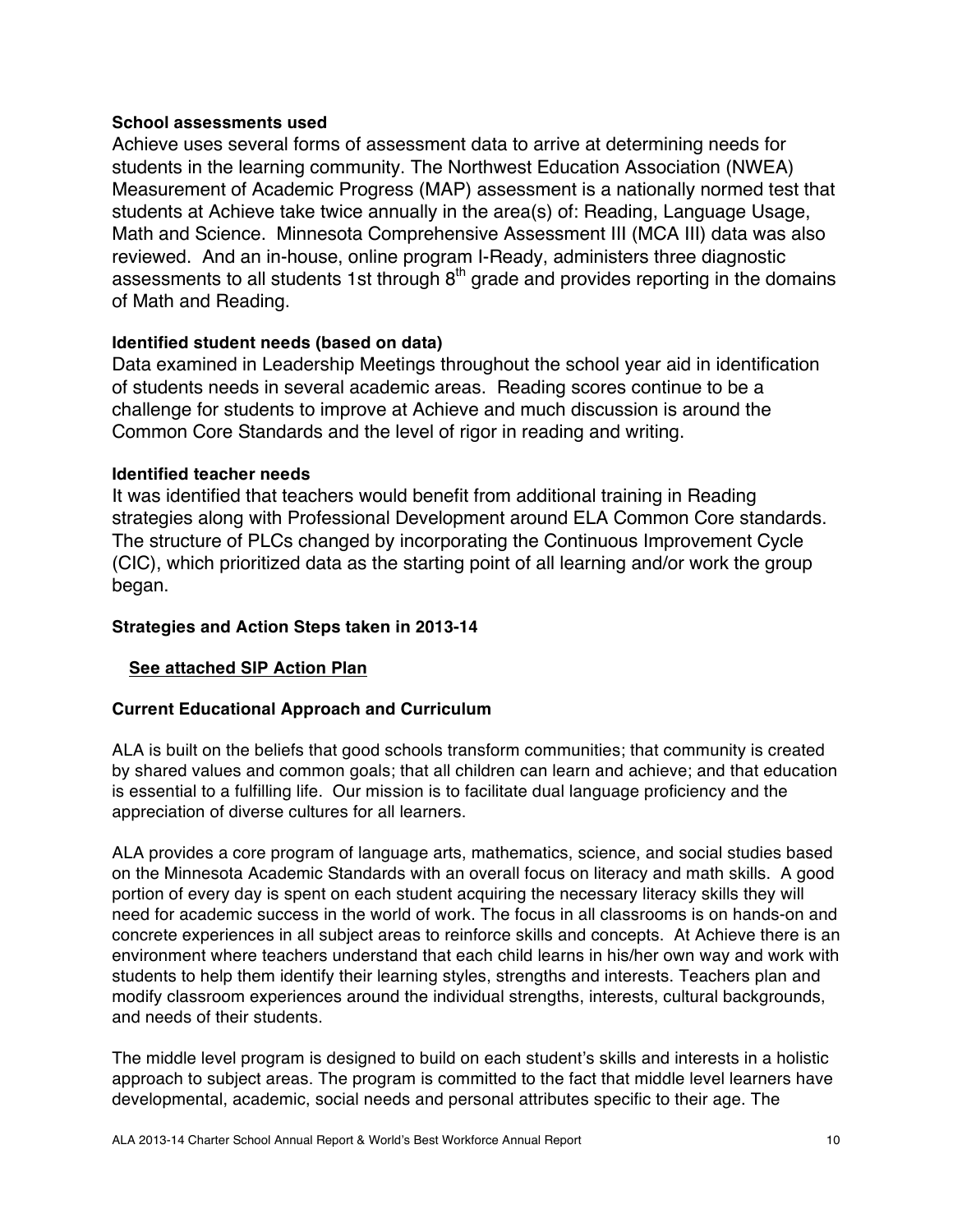**School assessments used**

Achieve uses several forms of assessment data to arrive at determining needs for students in the learning community. The Northwest Education Association (NWEA) Measurement of Academic Progress (MAP) assessment is a nationally normed test that students at Achieve take twice annually in the area(s) of: Reading, Language Usage, Math and Science. Minnesota Comprehensive Assessment III (MCA III) data was also reviewed. And an in-house, online program I-Ready, administers three diagnostic assessments to all students 1st through 8$^{th}$ grade and provides reporting in the domains of Math and Reading.

**Identified student needs (based on data)**

Data examined in Leadership Meetings throughout the school year aid in identification of students needs in several academic areas. Reading scores continue to be a challenge for students to improve at Achieve and much discussion is around the Common Core Standards and the level of rigor in reading and writing.

**Identified teacher needs**

It was identified that teachers would benefit from additional training in Reading strategies along with Professional Development around ELA Common Core standards. The structure of PLCs changed by incorporating the Continuous Improvement Cycle (CIC), which prioritized data as the starting point of all learning and/or work the group began.

**Strategies and Action Steps taken in 2013-14**

**See attached SIP Action Plan**

**Current Educational Approach and Curriculum**

ALA is built on the beliefs that good schools transform communities; that community is created by shared values and common goals; that all children can learn and achieve; and that education is essential to a fulfilling life. Our mission is to facilitate dual language proficiency and the appreciation of diverse cultures for all learners.

ALA provides a core program of language arts, mathematics, science, and social studies based on the Minnesota Academic Standards with an overall focus on literacy and math skills. A good portion of every day is spent on each student acquiring the necessary literacy skills they will need for academic success in the world of work. The focus in all classrooms is on hands-on and concrete experiences in all subject areas to reinforce skills and concepts. At Achieve there is an environment where teachers understand that each child learns in his/her own way and work with students to help them identify their learning styles, strengths and interests. Teachers plan and modify classroom experiences around the individual strengths, interests, cultural backgrounds, and needs of their students.

The middle level program is designed to build on each student's skills and interests in a holistic approach to subject areas. The program is committed to the fact that middle level learners have developmental, academic, social needs and personal attributes specific to their age. The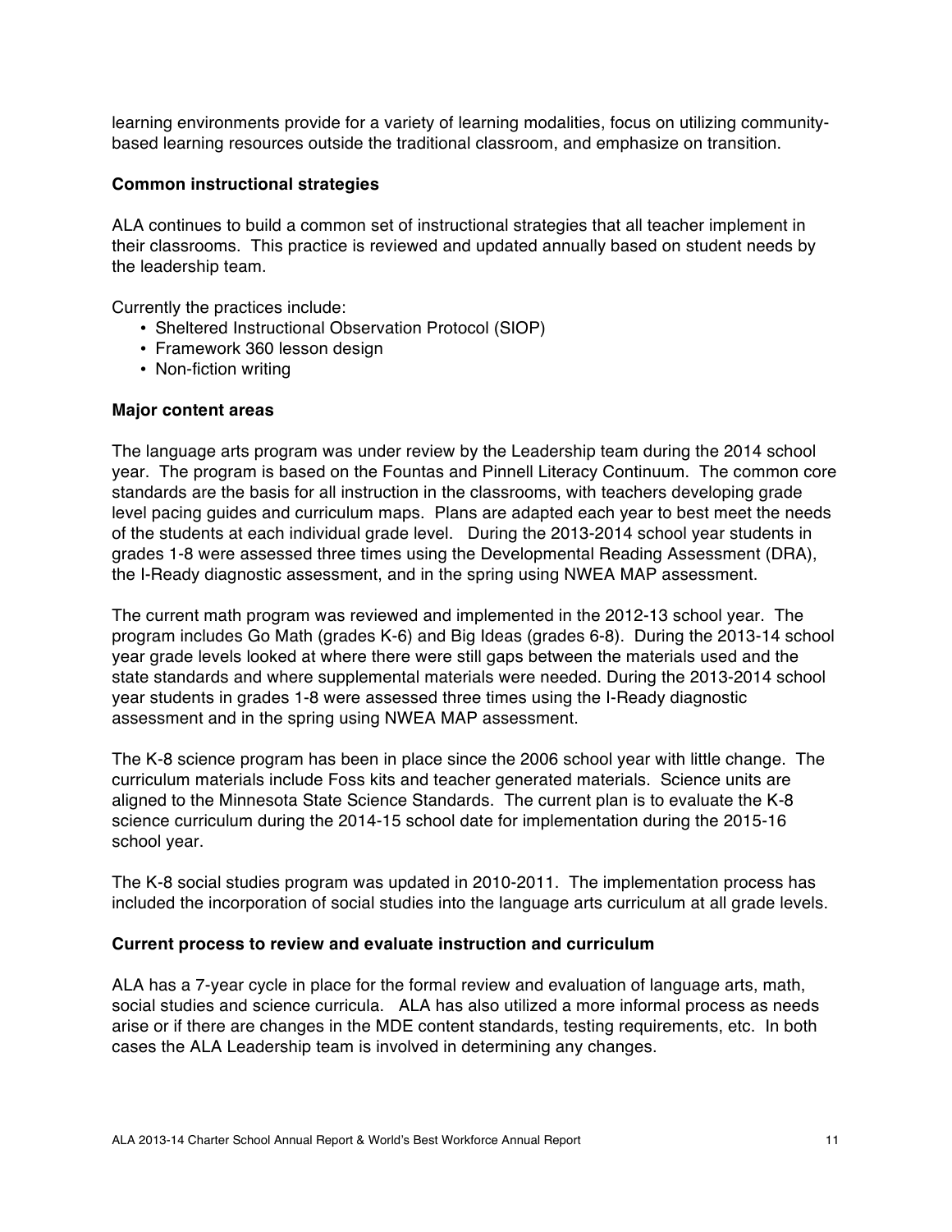learning environments provide for a variety of learning modalities, focus on utilizing community-based learning resources outside the traditional classroom, and emphasize on transition.

**Common instructional strategies**

ALA continues to build a common set of instructional strategies that all teacher implement in their classrooms. This practice is reviewed and updated annually based on student needs by the leadership team.

Currently the practices include:

- Sheltered Instructional Observation Protocol (SIOP)
- Framework 360 lesson design
- Non-fiction writing

**Major content areas**

The language arts program was under review by the Leadership team during the 2014 school year. The program is based on the Fountas and Pinnell Literacy Continuum. The common core standards are the basis for all instruction in the classrooms, with teachers developing grade level pacing guides and curriculum maps. Plans are adapted each year to best meet the needs of the students at each individual grade level. During the 2013-2014 school year students in grades 1-8 were assessed three times using the Developmental Reading Assessment (DRA), the I-Ready diagnostic assessment, and in the spring using NWEA MAP assessment.

The current math program was reviewed and implemented in the 2012-13 school year. The program includes Go Math (grades K-6) and Big Ideas (grades 6-8). During the 2013-14 school year grade levels looked at where there were still gaps between the materials used and the state standards and where supplemental materials were needed. During the 2013-2014 school year students in grades 1-8 were assessed three times using the I-Ready diagnostic assessment and in the spring using NWEA MAP assessment.

The K-8 science program has been in place since the 2006 school year with little change. The curriculum materials include Foss kits and teacher generated materials. Science units are aligned to the Minnesota State Science Standards. The current plan is to evaluate the K-8 science curriculum during the 2014-15 school date for implementation during the 2015-16 school year.

The K-8 social studies program was updated in 2010-2011. The implementation process has included the incorporation of social studies into the language arts curriculum at all grade levels.

**Current process to review and evaluate instruction and curriculum**

ALA has a 7-year cycle in place for the formal review and evaluation of language arts, math, social studies and science curricula. ALA has also utilized a more informal process as needs arise or if there are changes in the MDE content standards, testing requirements, etc. In both cases the ALA Leadership team is involved in determining any changes.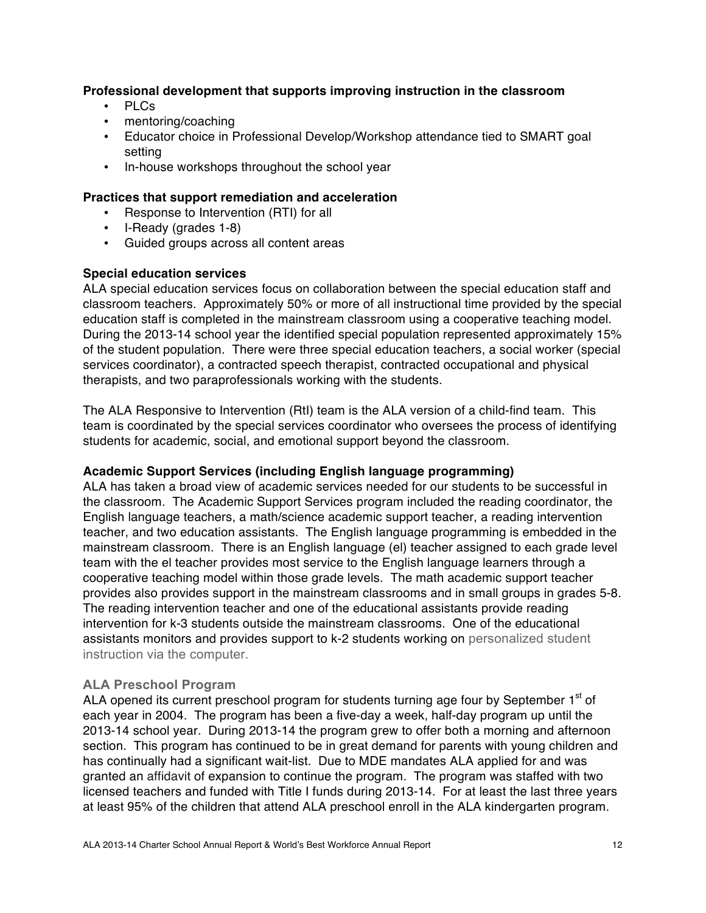**Professional development that supports improving instruction in the classroom**

- PLCs
- mentoring/coaching
- Educator choice in Professional Develop/Workshop attendance tied to SMART goal setting
- In-house workshops throughout the school year

**Practices that support remediation and acceleration**

- Response to Intervention (RTI) for all
- I-Ready (grades 1-8)
- Guided groups across all content areas

**Special education services**

ALA special education services focus on collaboration between the special education staff and classroom teachers. Approximately 50% or more of all instructional time provided by the special education staff is completed in the mainstream classroom using a cooperative teaching model. During the 2013-14 school year the identified special population represented approximately 15% of the student population. There were three special education teachers, a social worker (special services coordinator), a contracted speech therapist, contracted occupational and physical therapists, and two paraprofessionals working with the students.

The ALA Responsive to Intervention (RtI) team is the ALA version of a child-find team. This team is coordinated by the special services coordinator who oversees the process of identifying students for academic, social, and emotional support beyond the classroom.

**Academic Support Services (including English language programming)**

ALA has taken a broad view of academic services needed for our students to be successful in the classroom. The Academic Support Services program included the reading coordinator, the English language teachers, a math/science academic support teacher, a reading intervention teacher, and two education assistants. The English language programming is embedded in the mainstream classroom. There is an English language (el) teacher assigned to each grade level team with the el teacher provides most service to the English language learners through a cooperative teaching model within those grade levels. The math academic support teacher provides also provides support in the mainstream classrooms and in small groups in grades 5-8. The reading intervention teacher and one of the educational assistants provide reading intervention for k-3 students outside the mainstream classrooms. One of the educational assistants monitors and provides support to k-2 students working on personalized student instruction via the computer.

**ALA Preschool Program**

ALA opened its current preschool program for students turning age four by September 1st of each year in 2004. The program has been a five-day a week, half-day program up until the 2013-14 school year. During 2013-14 the program grew to offer both a morning and afternoon section. This program has continued to be in great demand for parents with young children and has continually had a significant wait-list. Due to MDE mandates ALA applied for and was granted an affidavit of expansion to continue the program. The program was staffed with two licensed teachers and funded with Title I funds during 2013-14. For at least the last three years at least 95% of the children that attend ALA preschool enroll in the ALA kindergarten program.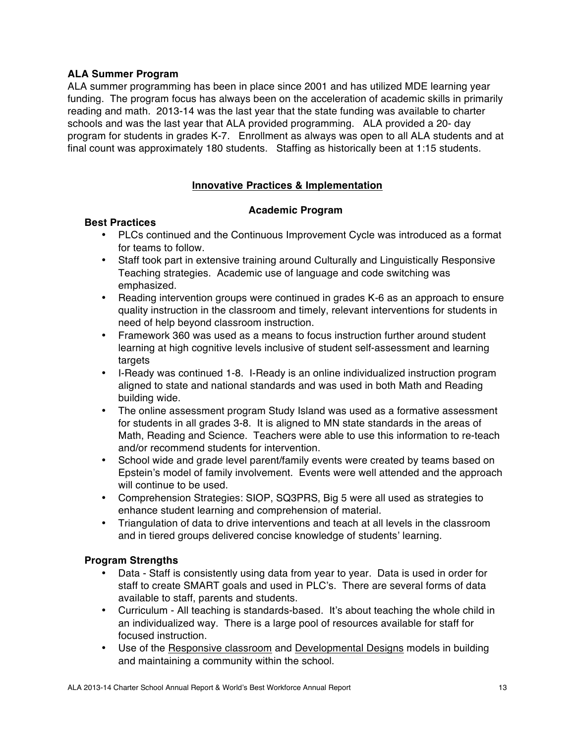**ALA Summer Program**

ALA summer programming has been in place since 2001 and has utilized MDE learning year funding. The program focus has always been on the acceleration of academic skills in primarily reading and math. 2013-14 was the last year that the state funding was available to charter schools and was the last year that ALA provided programming. ALA provided a 20- day program for students in grades K-7. Enrollment as always was open to all ALA students and at final count was approximately 180 students. Staffing as historically been at 1:15 students.

## Innovative Practices & Implementation

### Academic Program

**Best Practices**

- PLCs continued and the Continuous Improvement Cycle was introduced as a format for teams to follow.
- Staff took part in extensive training around Culturally and Linguistically Responsive Teaching strategies. Academic use of language and code switching was emphasized.
- Reading intervention groups were continued in grades K-6 as an approach to ensure quality instruction in the classroom and timely, relevant interventions for students in need of help beyond classroom instruction.
- Framework 360 was used as a means to focus instruction further around student learning at high cognitive levels inclusive of student self-assessment and learning targets
- I-Ready was continued 1-8. I-Ready is an online individualized instruction program aligned to state and national standards and was used in both Math and Reading building wide.
- The online assessment program Study Island was used as a formative assessment for students in all grades 3-8. It is aligned to MN state standards in the areas of Math, Reading and Science. Teachers were able to use this information to re-teach and/or recommend students for intervention.
- School wide and grade level parent/family events were created by teams based on Epstein's model of family involvement. Events were well attended and the approach will continue to be used.
- Comprehension Strategies: SIOP, SQ3PRS, Big 5 were all used as strategies to enhance student learning and comprehension of material.
- Triangulation of data to drive interventions and teach at all levels in the classroom and in tiered groups delivered concise knowledge of students' learning.

**Program Strengths**

- Data - Staff is consistently using data from year to year. Data is used in order for staff to create SMART goals and used in PLC's. There are several forms of data available to staff, parents and students.
- Curriculum - All teaching is standards-based. It's about teaching the whole child in an individualized way. There is a large pool of resources available for staff for focused instruction.
- Use of the Responsive classroom and Developmental Designs models in building and maintaining a community within the school.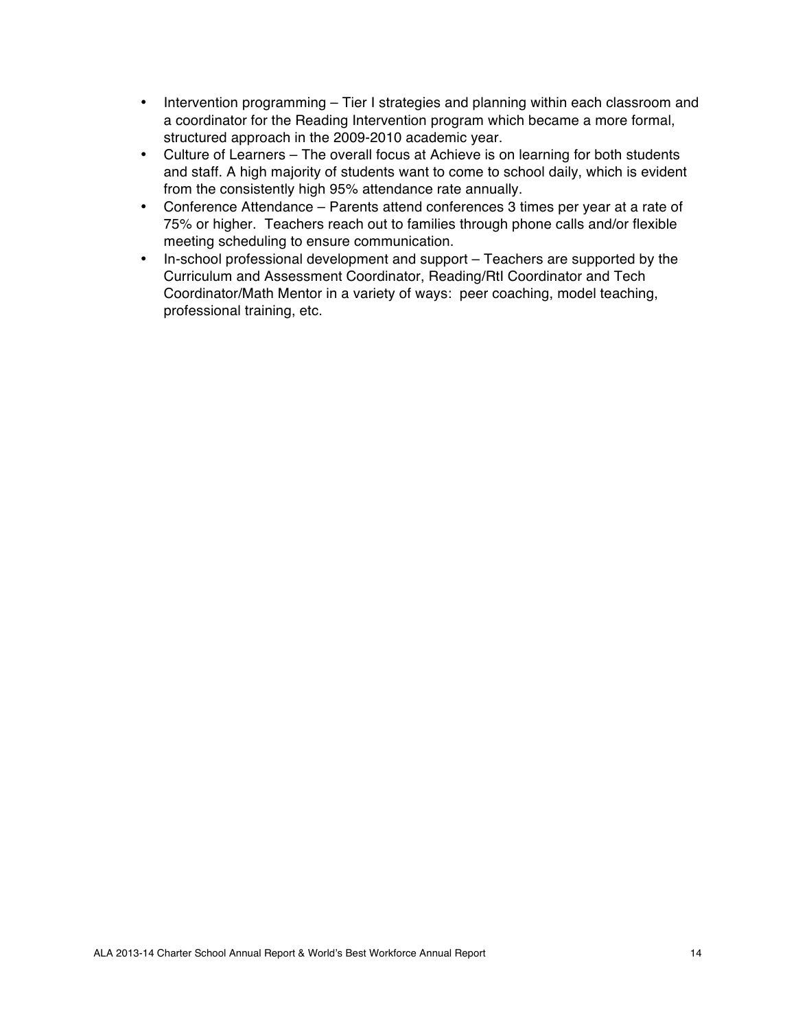- Intervention programming – Tier I strategies and planning within each classroom and a coordinator for the Reading Intervention program which became a more formal, structured approach in the 2009-2010 academic year.
- Culture of Learners – The overall focus at Achieve is on learning for both students and staff. A high majority of students want to come to school daily, which is evident from the consistently high 95% attendance rate annually.
- Conference Attendance – Parents attend conferences 3 times per year at a rate of 75% or higher. Teachers reach out to families through phone calls and/or flexible meeting scheduling to ensure communication.
- In-school professional development and support – Teachers are supported by the Curriculum and Assessment Coordinator, Reading/RtI Coordinator and Tech Coordinator/Math Mentor in a variety of ways: peer coaching, model teaching, professional training, etc.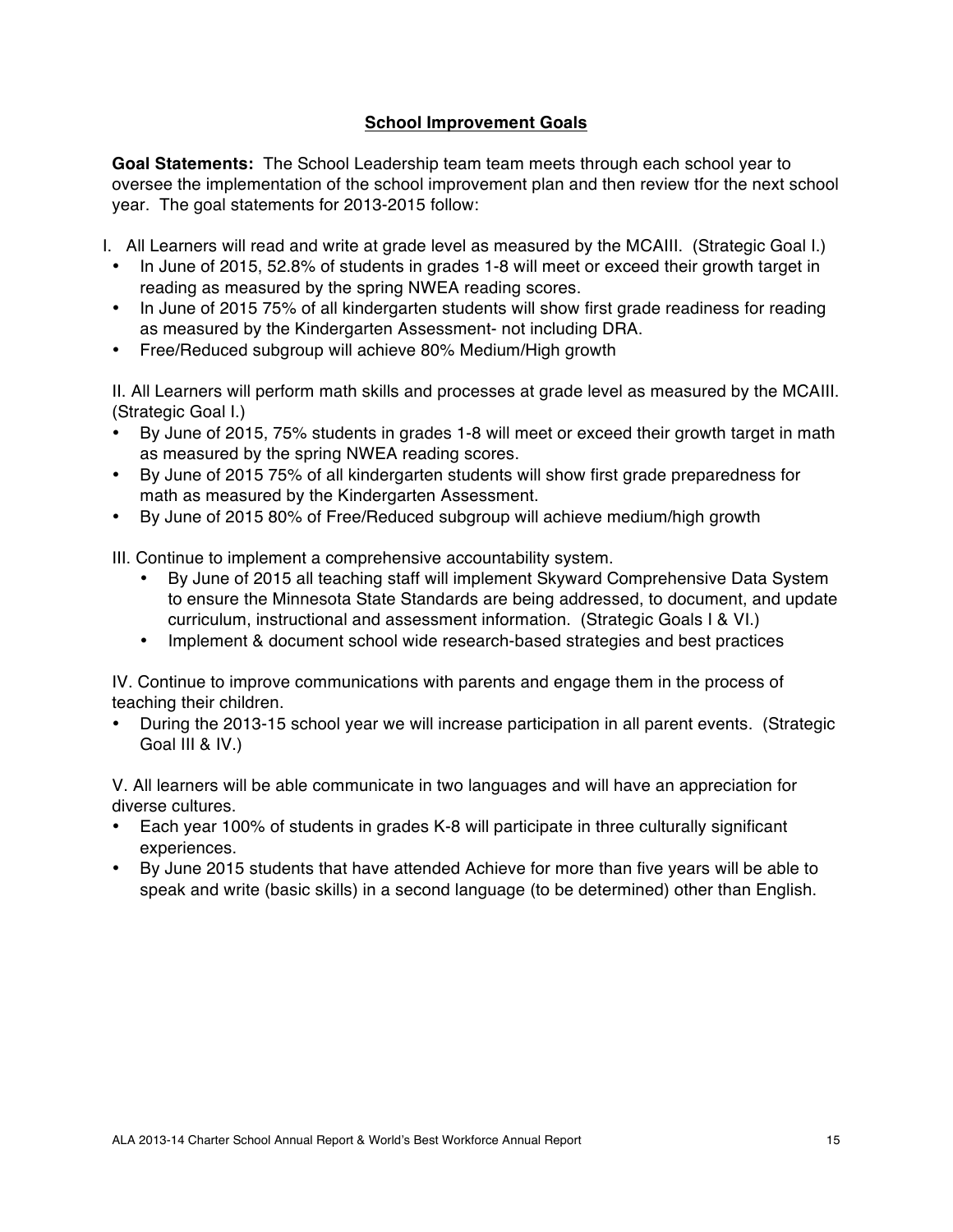## School Improvement Goals

**Goal Statements:** The School Leadership team team meets through each school year to oversee the implementation of the school improvement plan and then review tfor the next school year. The goal statements for 2013-2015 follow:

I. All Learners will read and write at grade level as measured by the MCAIII. (Strategic Goal I.)

- In June of 2015, 52.8% of students in grades 1-8 will meet or exceed their growth target in reading as measured by the spring NWEA reading scores.
- In June of 2015 75% of all kindergarten students will show first grade readiness for reading as measured by the Kindergarten Assessment- not including DRA.
- Free/Reduced subgroup will achieve 80% Medium/High growth

II. All Learners will perform math skills and processes at grade level as measured by the MCAIII. (Strategic Goal I.)

- By June of 2015, 75% students in grades 1-8 will meet or exceed their growth target in math as measured by the spring NWEA reading scores.
- By June of 2015 75% of all kindergarten students will show first grade preparedness for math as measured by the Kindergarten Assessment.
- By June of 2015 80% of Free/Reduced subgroup will achieve medium/high growth

III. Continue to implement a comprehensive accountability system.

- By June of 2015 all teaching staff will implement Skyward Comprehensive Data System to ensure the Minnesota State Standards are being addressed, to document, and update curriculum, instructional and assessment information. (Strategic Goals I & VI.)
- Implement & document school wide research-based strategies and best practices

IV. Continue to improve communications with parents and engage them in the process of teaching their children.

- During the 2013-15 school year we will increase participation in all parent events. (Strategic Goal III & IV.)

V. All learners will be able communicate in two languages and will have an appreciation for diverse cultures.

- Each year 100% of students in grades K-8 will participate in three culturally significant experiences.
- By June 2015 students that have attended Achieve for more than five years will be able to speak and write (basic skills) in a second language (to be determined) other than English.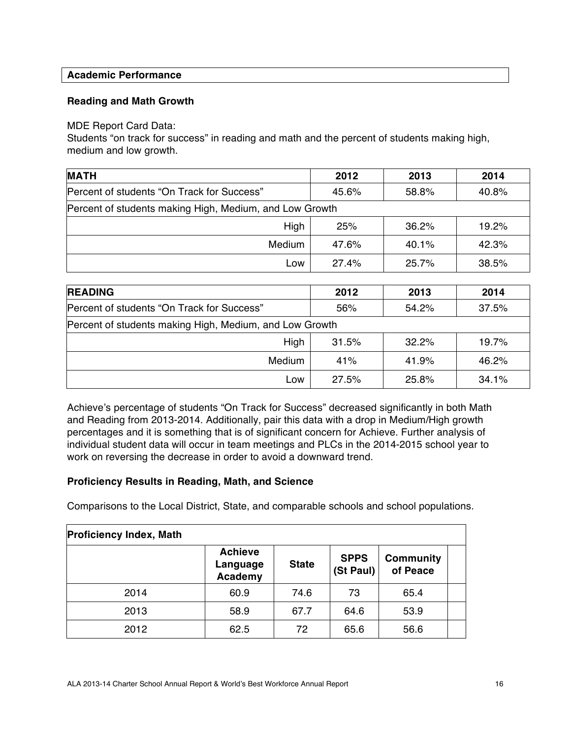## Academic Performance

### Reading and Math Growth

MDE Report Card Data:
Students "on track for success" in reading and math and the percent of students making high, medium and low growth.

| MATH | 2012 | 2013 | 2014 |
|---|---|---|---|
| Percent of students "On Track for Success" | 45.6% | 58.8% | 40.8% |
| Percent of students making High, Medium, and Low Growth | | | |
| High | 25% | 36.2% | 19.2% |
| Medium | 47.6% | 40.1% | 42.3% |
| Low | 27.4% | 25.7% | 38.5% |

| READING | 2012 | 2013 | 2014 |
|---|---|---|---|
| Percent of students "On Track for Success" | 56% | 54.2% | 37.5% |
| Percent of students making High, Medium, and Low Growth | | | |
| High | 31.5% | 32.2% | 19.7% |
| Medium | 41% | 41.9% | 46.2% |
| Low | 27.5% | 25.8% | 34.1% |

Achieve's percentage of students "On Track for Success" decreased significantly in both Math and Reading from 2013-2014. Additionally, pair this data with a drop in Medium/High growth percentages and it is something that is of significant concern for Achieve. Further analysis of individual student data will occur in team meetings and PLCs in the 2014-2015 school year to work on reversing the decrease in order to avoid a downward trend.

### Proficiency Results in Reading, Math, and Science

Comparisons to the Local District, State, and comparable schools and school populations.

| Proficiency Index, Math | | | | | |
|---|---|---|---|---|---|
| | Achieve Language Academy | State | SPPS (St Paul) | Community of Peace | |
| 2014 | 60.9 | 74.6 | 73 | 65.4 | |
| 2013 | 58.9 | 67.7 | 64.6 | 53.9 | |
| 2012 | 62.5 | 72 | 65.6 | 56.6 | |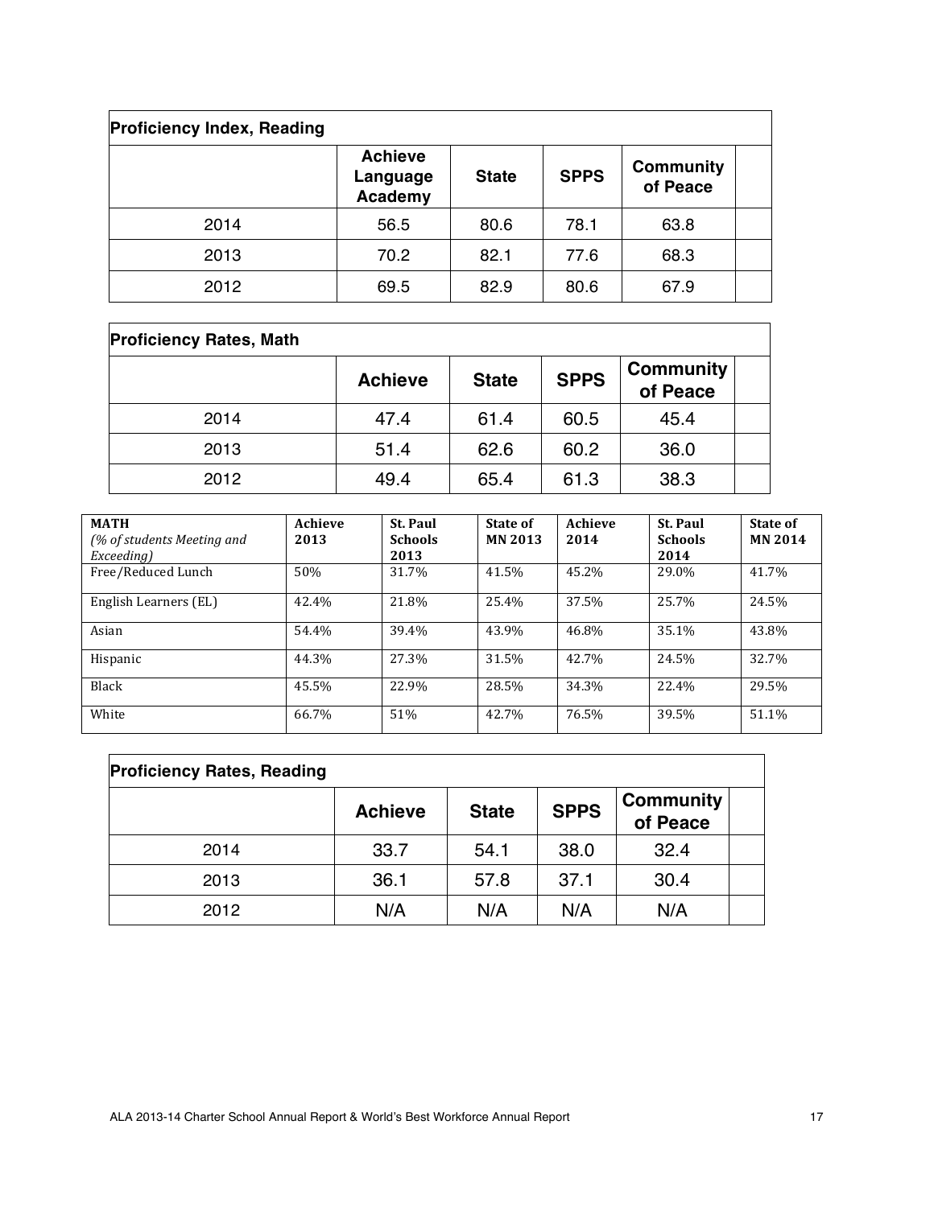| Proficiency Index, Reading | | | | | |
|---|---|---|---|---|---|
| | Achieve Language Academy | State | SPPS | Community of Peace | |
| 2014 | 56.5 | 80.6 | 78.1 | 63.8 | |
| 2013 | 70.2 | 82.1 | 77.6 | 68.3 | |
| 2012 | 69.5 | 82.9 | 80.6 | 67.9 | |

| Proficiency Rates, Math | | | | | |
|---|---|---|---|---|---|
| | Achieve | State | SPPS | Community of Peace | |
| 2014 | 47.4 | 61.4 | 60.5 | 45.4 | |
| 2013 | 51.4 | 62.6 | 60.2 | 36.0 | |
| 2012 | 49.4 | 65.4 | 61.3 | 38.3 | |

| **MATH** *(% of students Meeting and Exceeding)* | **Achieve 2013** | **St. Paul Schools 2013** | **State of MN 2013** | **Achieve 2014** | **St. Paul Schools 2014** | **State of MN 2014** |
|---|---|---|---|---|---|---|
| Free/Reduced Lunch | 50% | 31.7% | 41.5% | 45.2% | 29.0% | 41.7% |
| English Learners (EL) | 42.4% | 21.8% | 25.4% | 37.5% | 25.7% | 24.5% |
| Asian | 54.4% | 39.4% | 43.9% | 46.8% | 35.1% | 43.8% |
| Hispanic | 44.3% | 27.3% | 31.5% | 42.7% | 24.5% | 32.7% |
| Black | 45.5% | 22.9% | 28.5% | 34.3% | 22.4% | 29.5% |
| White | 66.7% | 51% | 42.7% | 76.5% | 39.5% | 51.1% |

| Proficiency Rates, Reading | | | | | |
|---|---|---|---|---|---|
| | Achieve | State | SPPS | Community of Peace | |
| 2014 | 33.7 | 54.1 | 38.0 | 32.4 | |
| 2013 | 36.1 | 57.8 | 37.1 | 30.4 | |
| 2012 | N/A | N/A | N/A | N/A | |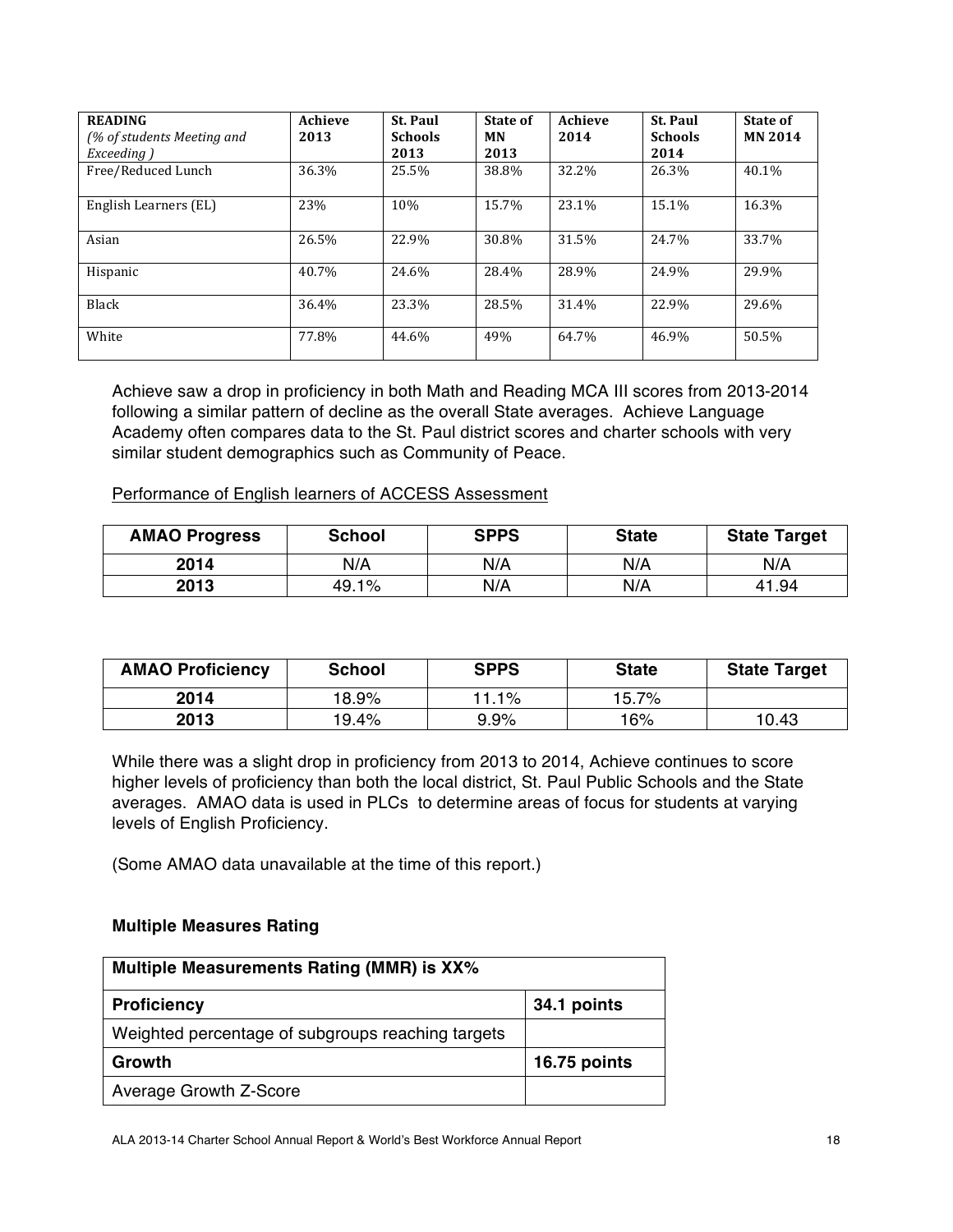| READING *(% of students Meeting and Exceeding )* | Achieve 2013 | St. Paul Schools 2013 | State of MN 2013 | Achieve 2014 | St. Paul Schools 2014 | State of MN 2014 |
|---|---|---|---|---|---|---|
| Free/Reduced Lunch | 36.3% | 25.5% | 38.8% | 32.2% | 26.3% | 40.1% |
| English Learners (EL) | 23% | 10% | 15.7% | 23.1% | 15.1% | 16.3% |
| Asian | 26.5% | 22.9% | 30.8% | 31.5% | 24.7% | 33.7% |
| Hispanic | 40.7% | 24.6% | 28.4% | 28.9% | 24.9% | 29.9% |
| Black | 36.4% | 23.3% | 28.5% | 31.4% | 22.9% | 29.6% |
| White | 77.8% | 44.6% | 49% | 64.7% | 46.9% | 50.5% |

Achieve saw a drop in proficiency in both Math and Reading MCA III scores from 2013-2014 following a similar pattern of decline as the overall State averages. Achieve Language Academy often compares data to the St. Paul district scores and charter schools with very similar student demographics such as Community of Peace.

Performance of English learners of ACCESS Assessment

| AMAO Progress | School | SPPS | State | State Target |
|---|---|---|---|---|
| 2014 | N/A | N/A | N/A | N/A |
| 2013 | 49.1% | N/A | N/A | 41.94 |

| AMAO Proficiency | School | SPPS | State | State Target |
|---|---|---|---|---|
| 2014 | 18.9% | 11.1% | 15.7% | |
| 2013 | 19.4% | 9.9% | 16% | 10.43 |

While there was a slight drop in proficiency from 2013 to 2014, Achieve continues to score higher levels of proficiency than both the local district, St. Paul Public Schools and the State averages. AMAO data is used in PLCs to determine areas of focus for students at varying levels of English Proficiency.

(Some AMAO data unavailable at the time of this report.)

### Multiple Measures Rating

| **Multiple Measurements Rating (MMR) is XX%** | |
|---|---|
| **Proficiency** | **34.1 points** |
| Weighted percentage of subgroups reaching targets | |
| **Growth** | **16.75 points** |
| Average Growth Z-Score | |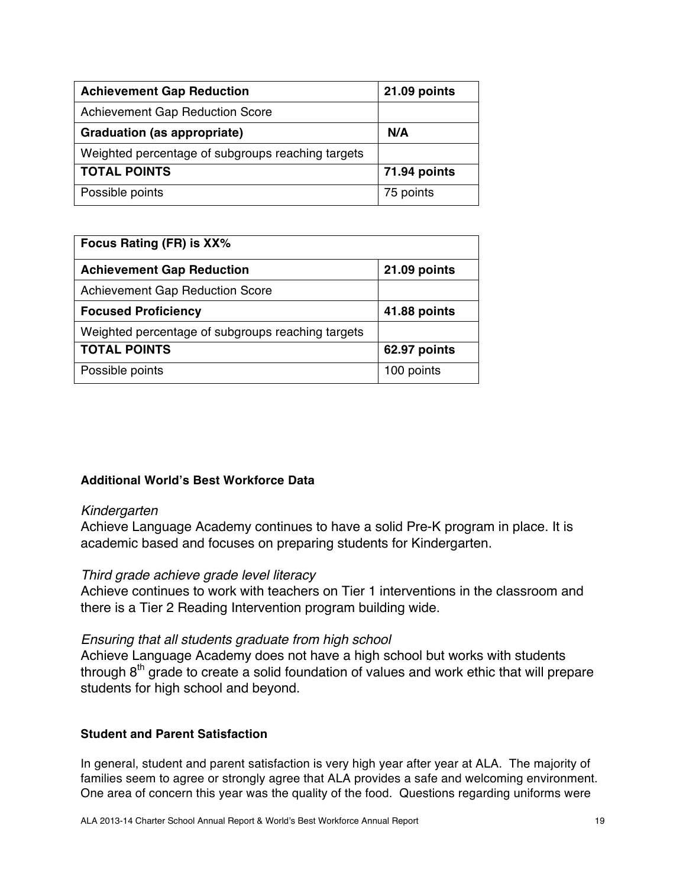| Achievement Gap Reduction | 21.09 points |
| --- | --- |
| Achievement Gap Reduction Score | |
| **Graduation (as appropriate)** | **N/A** |
| Weighted percentage of subgroups reaching targets | |
| **TOTAL POINTS** | **71.94 points** |
| Possible points | 75 points |

| Focus Rating (FR) is XX% | |
| --- | --- |
| **Achievement Gap Reduction** | **21.09 points** |
| Achievement Gap Reduction Score | |
| **Focused Proficiency** | **41.88 points** |
| Weighted percentage of subgroups reaching targets | |
| **TOTAL POINTS** | **62.97 points** |
| Possible points | 100 points |

**Additional World's Best Workforce Data**

*Kindergarten*

Achieve Language Academy continues to have a solid Pre-K program in place. It is academic based and focuses on preparing students for Kindergarten.

*Third grade achieve grade level literacy*

Achieve continues to work with teachers on Tier 1 interventions in the classroom and there is a Tier 2 Reading Intervention program building wide.

*Ensuring that all students graduate from high school*

Achieve Language Academy does not have a high school but works with students through 8th grade to create a solid foundation of values and work ethic that will prepare students for high school and beyond.

**Student and Parent Satisfaction**

In general, student and parent satisfaction is very high year after year at ALA. The majority of families seem to agree or strongly agree that ALA provides a safe and welcoming environment. One area of concern this year was the quality of the food. Questions regarding uniforms were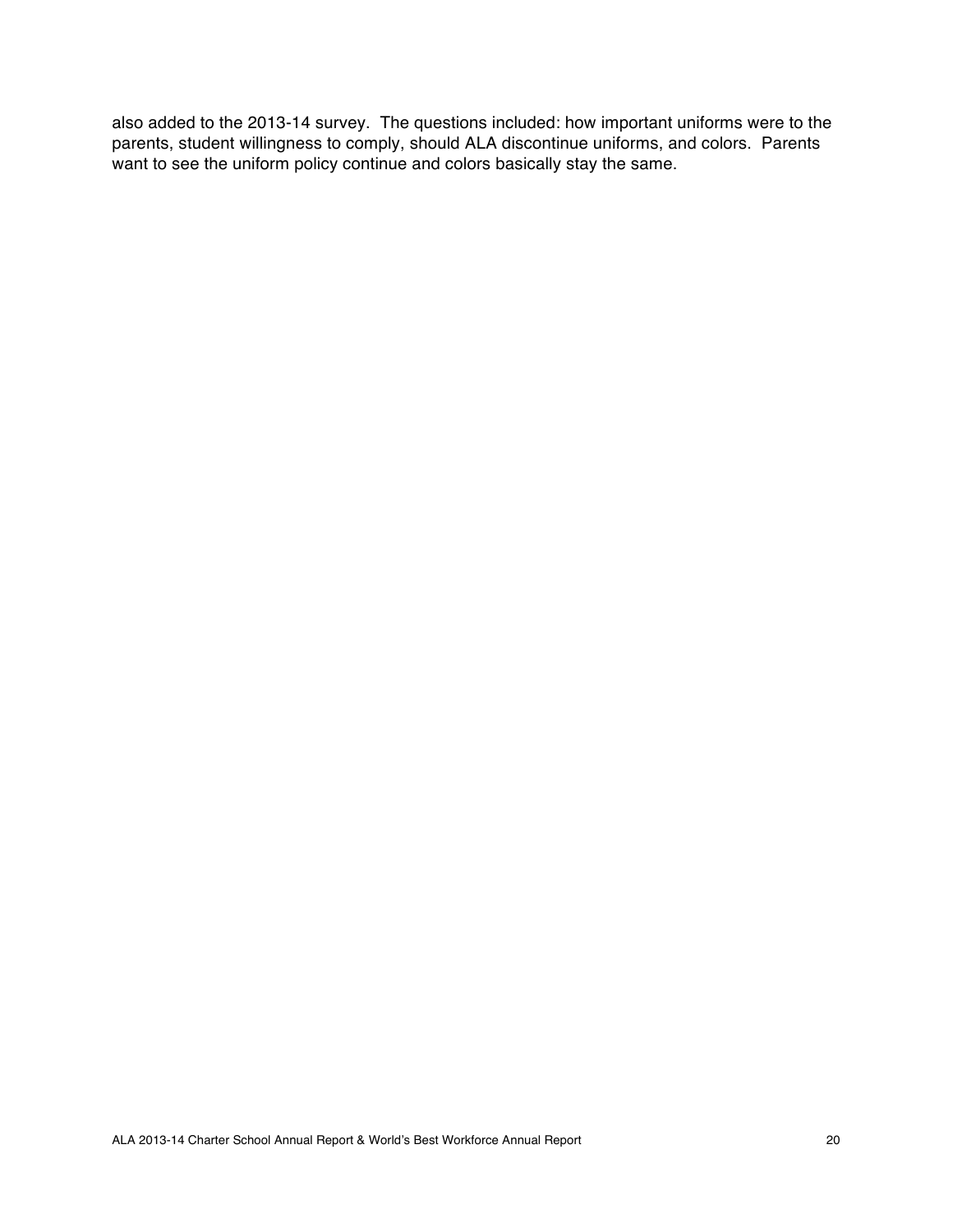also added to the 2013-14 survey. The questions included: how important uniforms were to the parents, student willingness to comply, should ALA discontinue uniforms, and colors. Parents want to see the uniform policy continue and colors basically stay the same.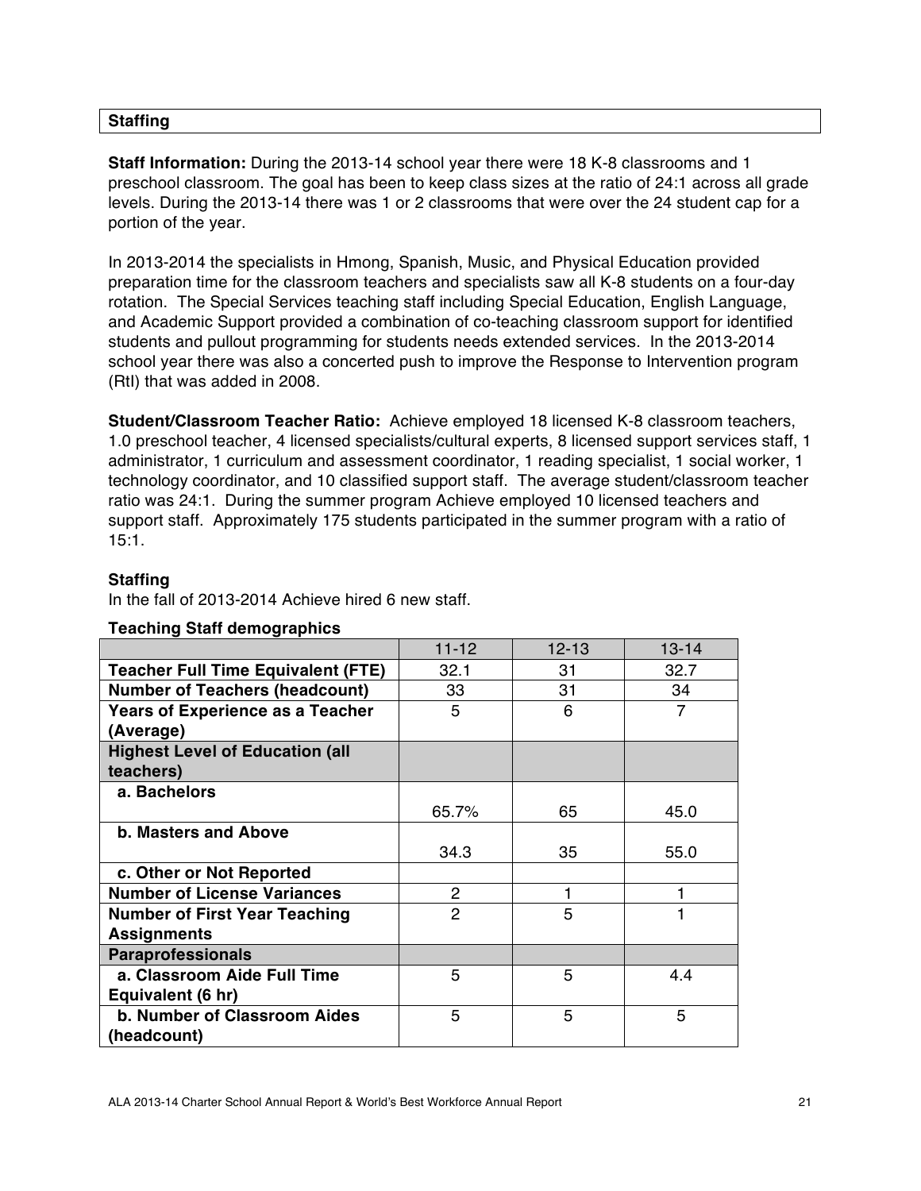## Staffing

**Staff Information:** During the 2013-14 school year there were 18 K-8 classrooms and 1 preschool classroom. The goal has been to keep class sizes at the ratio of 24:1 across all grade levels. During the 2013-14 there was 1 or 2 classrooms that were over the 24 student cap for a portion of the year.

In 2013-2014 the specialists in Hmong, Spanish, Music, and Physical Education provided preparation time for the classroom teachers and specialists saw all K-8 students on a four-day rotation. The Special Services teaching staff including Special Education, English Language, and Academic Support provided a combination of co-teaching classroom support for identified students and pullout programming for students needs extended services. In the 2013-2014 school year there was also a concerted push to improve the Response to Intervention program (RtI) that was added in 2008.

**Student/Classroom Teacher Ratio:** Achieve employed 18 licensed K-8 classroom teachers, 1.0 preschool teacher, 4 licensed specialists/cultural experts, 8 licensed support services staff, 1 administrator, 1 curriculum and assessment coordinator, 1 reading specialist, 1 social worker, 1 technology coordinator, and 10 classified support staff. The average student/classroom teacher ratio was 24:1. During the summer program Achieve employed 10 licensed teachers and support staff. Approximately 175 students participated in the summer program with a ratio of 15:1.

### Staffing

In the fall of 2013-2014 Achieve hired 6 new staff.

**Teaching Staff demographics**

| | 11-12 | 12-13 | 13-14 |
|---|---|---|---|
| **Teacher Full Time Equivalent (FTE)** | 32.1 | 31 | 32.7 |
| **Number of Teachers (headcount)** | 33 | 31 | 34 |
| **Years of Experience as a Teacher (Average)** | 5 | 6 | 7 |
| **Highest Level of Education (all teachers)** | | | |
| **a. Bachelors** | 65.7% | 65 | 45.0 |
| **b. Masters and Above** | 34.3 | 35 | 55.0 |
| **c. Other or Not Reported** | | | |
| **Number of License Variances** | 2 | 1 | 1 |
| **Number of First Year Teaching Assignments** | 2 | 5 | 1 |
| **Paraprofessionals** | | | |
| **a. Classroom Aide Full Time Equivalent (6 hr)** | 5 | 5 | 4.4 |
| **b. Number of Classroom Aides (headcount)** | 5 | 5 | 5 |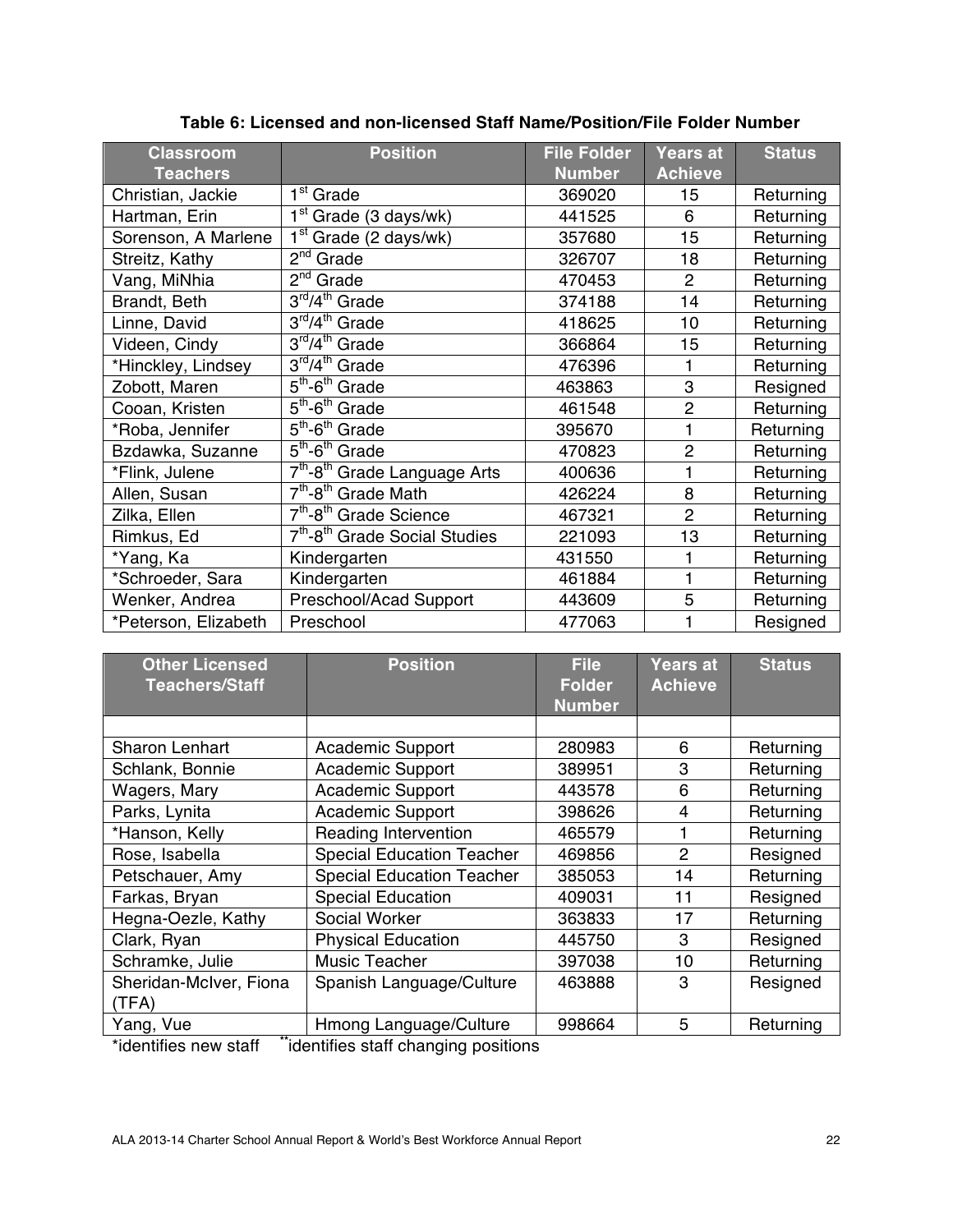**Table 6: Licensed and non-licensed Staff Name/Position/File Folder Number**

| Classroom Teachers | Position | File Folder Number | Years at Achieve | Status |
|---|---|---|---|---|
| Christian, Jackie | 1st Grade | 369020 | 15 | Returning |
| Hartman, Erin | 1st Grade (3 days/wk) | 441525 | 6 | Returning |
| Sorenson, A Marlene | 1st Grade (2 days/wk) | 357680 | 15 | Returning |
| Streitz, Kathy | 2nd Grade | 326707 | 18 | Returning |
| Vang, MiNhia | 2nd Grade | 470453 | 2 | Returning |
| Brandt, Beth | 3rd/4th Grade | 374188 | 14 | Returning |
| Linne, David | 3rd/4th Grade | 418625 | 10 | Returning |
| Videen, Cindy | 3rd/4th Grade | 366864 | 15 | Returning |
| *Hinckley, Lindsey | 3rd/4th Grade | 476396 | 1 | Returning |
| Zobott, Maren | 5th-6th Grade | 463863 | 3 | Resigned |
| Cooan, Kristen | 5th-6th Grade | 461548 | 2 | Returning |
| *Roba, Jennifer | 5th-6th Grade | 395670 | 1 | Returning |
| Bzdawka, Suzanne | 5th-6th Grade | 470823 | 2 | Returning |
| *Flink, Julene | 7th-8th Grade Language Arts | 400636 | 1 | Returning |
| Allen, Susan | 7th-8th Grade Math | 426224 | 8 | Returning |
| Zilka, Ellen | 7th-8th Grade Science | 467321 | 2 | Returning |
| Rimkus, Ed | 7th-8th Grade Social Studies | 221093 | 13 | Returning |
| *Yang, Ka | Kindergarten | 431550 | 1 | Returning |
| *Schroeder, Sara | Kindergarten | 461884 | 1 | Returning |
| Wenker, Andrea | Preschool/Acad Support | 443609 | 5 | Returning |
| *Peterson, Elizabeth | Preschool | 477063 | 1 | Resigned |

| Other Licensed Teachers/Staff | Position | File Folder Number | Years at Achieve | Status |
|---|---|---|---|---|
| | | | | |
| Sharon Lenhart | Academic Support | 280983 | 6 | Returning |
| Schlank, Bonnie | Academic Support | 389951 | 3 | Returning |
| Wagers, Mary | Academic Support | 443578 | 6 | Returning |
| Parks, Lynita | Academic Support | 398626 | 4 | Returning |
| *Hanson, Kelly | Reading Intervention | 465579 | 1 | Returning |
| Rose, Isabella | Special Education Teacher | 469856 | 2 | Resigned |
| Petschauer, Amy | Special Education Teacher | 385053 | 14 | Returning |
| Farkas, Bryan | Special Education | 409031 | 11 | Resigned |
| Hegna-Oezle, Kathy | Social Worker | 363833 | 17 | Returning |
| Clark, Ryan | Physical Education | 445750 | 3 | Resigned |
| Schramke, Julie | Music Teacher | 397038 | 10 | Returning |
| Sheridan-McIver, Fiona (TFA) | Spanish Language/Culture | 463888 | 3 | Resigned |
| Yang, Vue | Hmong Language/Culture | 998664 | 5 | Returning |

*identifies new staff  **identifies staff changing positions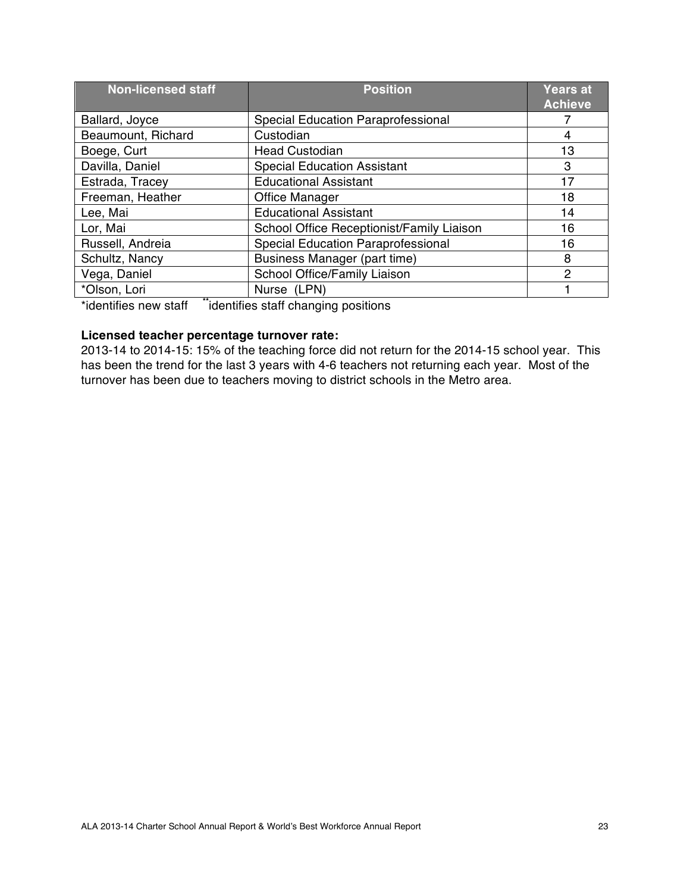| Non-licensed staff | Position | Years at Achieve |
|---|---|---|
| Ballard, Joyce | Special Education Paraprofessional | 7 |
| Beaumount, Richard | Custodian | 4 |
| Boege, Curt | Head Custodian | 13 |
| Davilla, Daniel | Special Education Assistant | 3 |
| Estrada, Tracey | Educational Assistant | 17 |
| Freeman, Heather | Office Manager | 18 |
| Lee, Mai | Educational Assistant | 14 |
| Lor, Mai | School Office Receptionist/Family Liaison | 16 |
| Russell, Andreia | Special Education Paraprofessional | 16 |
| Schultz, Nancy | Business Manager (part time) | 8 |
| Vega, Daniel | School Office/Family Liaison | 2 |
| *Olson, Lori | Nurse (LPN) | 1 |

*identifies new staff **identifies staff changing positions

**Licensed teacher percentage turnover rate:**
2013-14 to 2014-15: 15% of the teaching force did not return for the 2014-15 school year. This has been the trend for the last 3 years with 4-6 teachers not returning each year. Most of the turnover has been due to teachers moving to district schools in the Metro area.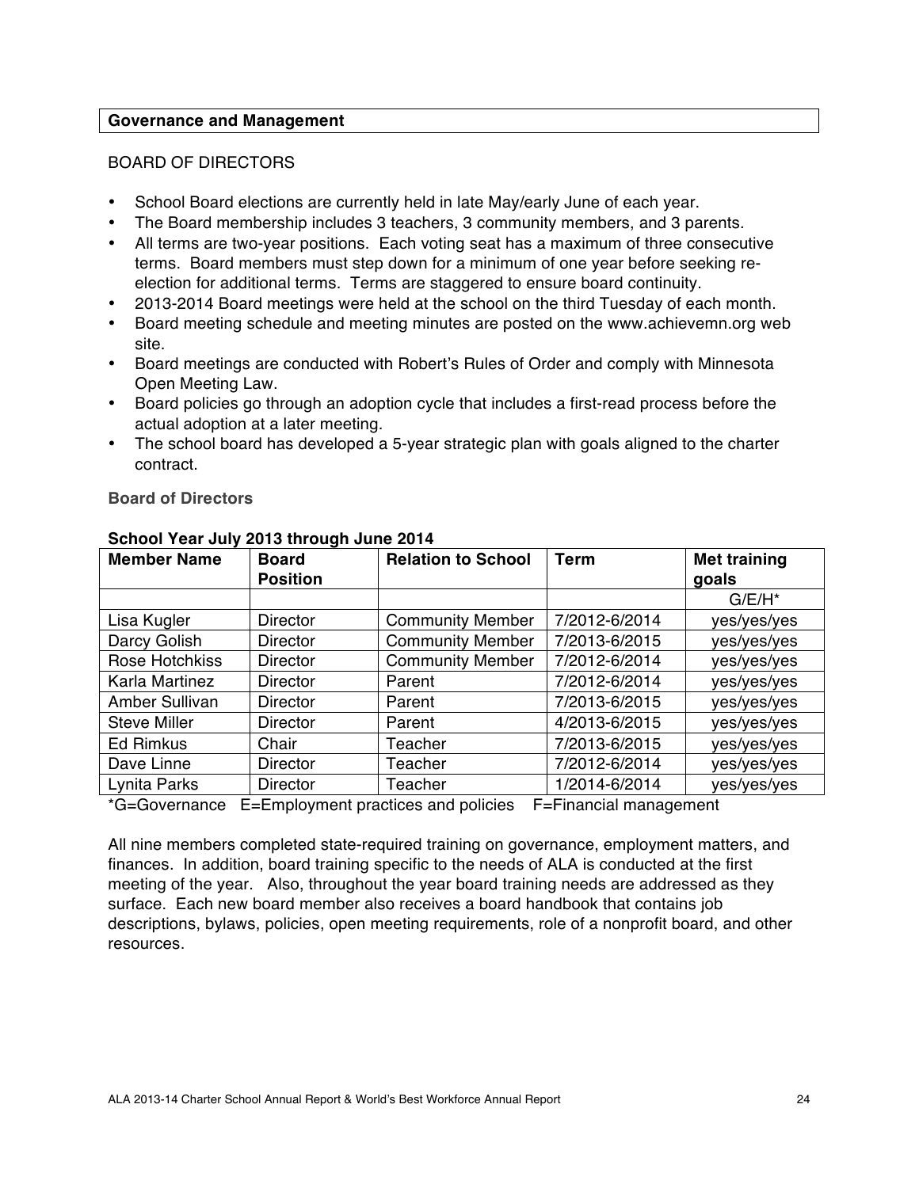## Governance and Management

BOARD OF DIRECTORS

- School Board elections are currently held in late May/early June of each year.
- The Board membership includes 3 teachers, 3 community members, and 3 parents.
- All terms are two-year positions. Each voting seat has a maximum of three consecutive terms. Board members must step down for a minimum of one year before seeking re-election for additional terms. Terms are staggered to ensure board continuity.
- 2013-2014 Board meetings were held at the school on the third Tuesday of each month.
- Board meeting schedule and meeting minutes are posted on the www.achievemn.org web site.
- Board meetings are conducted with Robert's Rules of Order and comply with Minnesota Open Meeting Law.
- Board policies go through an adoption cycle that includes a first-read process before the actual adoption at a later meeting.
- The school board has developed a 5-year strategic plan with goals aligned to the charter contract.

### Board of Directors

**School Year July 2013 through June 2014**

| Member Name | Board Position | Relation to School | Term | Met training goals |
|---|---|---|---|---|
| | | | | G/E/H* |
| Lisa Kugler | Director | Community Member | 7/2012-6/2014 | yes/yes/yes |
| Darcy Golish | Director | Community Member | 7/2013-6/2015 | yes/yes/yes |
| Rose Hotchkiss | Director | Community Member | 7/2012-6/2014 | yes/yes/yes |
| Karla Martinez | Director | Parent | 7/2012-6/2014 | yes/yes/yes |
| Amber Sullivan | Director | Parent | 7/2013-6/2015 | yes/yes/yes |
| Steve Miller | Director | Parent | 4/2013-6/2015 | yes/yes/yes |
| Ed Rimkus | Chair | Teacher | 7/2013-6/2015 | yes/yes/yes |
| Dave Linne | Director | Teacher | 7/2012-6/2014 | yes/yes/yes |
| Lynita Parks | Director | Teacher | 1/2014-6/2014 | yes/yes/yes |

*G=Governance E=Employment practices and policies F=Financial management

All nine members completed state-required training on governance, employment matters, and finances. In addition, board training specific to the needs of ALA is conducted at the first meeting of the year. Also, throughout the year board training needs are addressed as they surface. Each new board member also receives a board handbook that contains job descriptions, bylaws, policies, open meeting requirements, role of a nonprofit board, and other resources.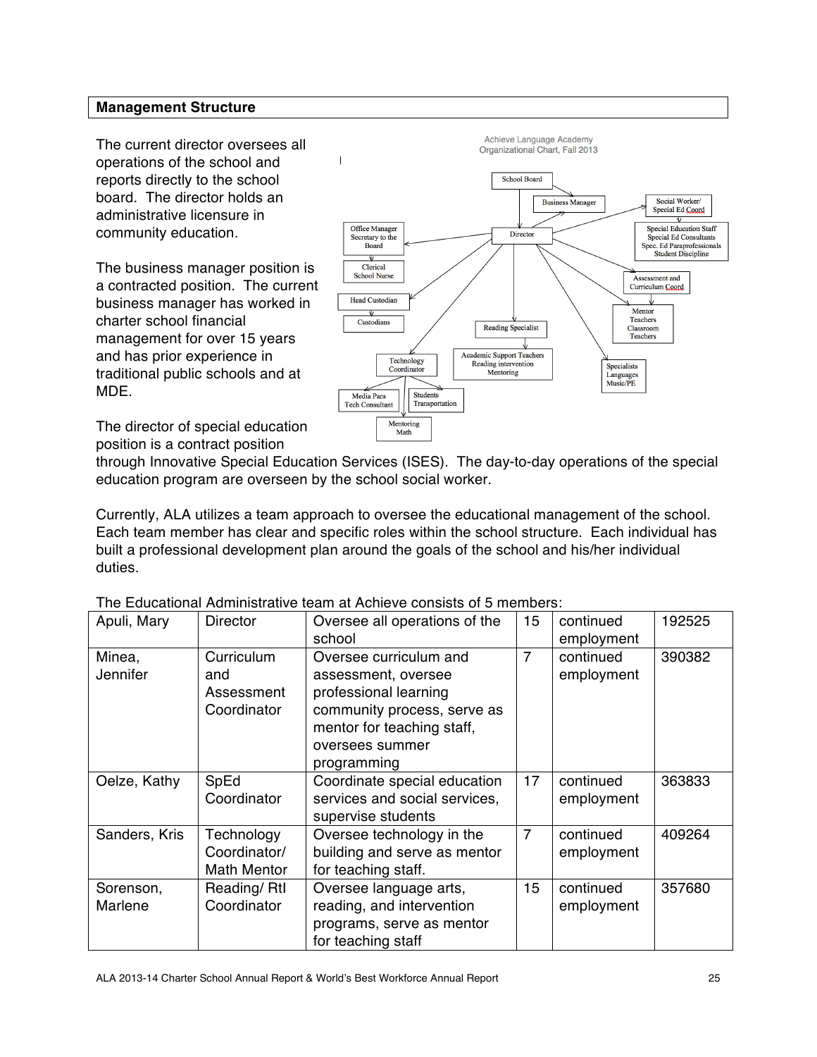## Management Structure

The current director oversees all operations of the school and reports directly to the school board. The director holds an administrative licensure in community education.

The business manager position is a contracted position. The current business manager has worked in charter school financial management for over 15 years and has prior experience in traditional public schools and at MDE.

The director of special education position is a contract position through Innovative Special Education Services (ISES). The day-to-day operations of the special education program are overseen by the school social worker.

Achieve Language Academy
Organizational Chart, Fall 2013

- School Board
  - Business Manager
  - Director
    - Business Manager
    - Social Worker/ Special Ed Coord
      - Special Education Staff, Special Ed Consultants, Spec. Ed Paraprofessionals, Student Discipline
    - Office Manager, Secretary to the Board
      - Clerical, School Nurse
    - Head Custodian
      - Custodians
    - Technology Coordinator
      - Media Para, Tech Consultant
      - Students Transportation
      - Mentoring Math
    - Reading Specialist
      - Academic Support Teachers, Reading intervention, Mentoring
    - Assessment and Curriculum Coord
      - Mentor Teachers, Classroom Teachers
    - Specialists, Languages, Music/PE

Currently, ALA utilizes a team approach to oversee the educational management of the school. Each team member has clear and specific roles within the school structure. Each individual has built a professional development plan around the goals of the school and his/her individual duties.

The Educational Administrative team at Achieve consists of 5 members:

| | | | | | |
|---|---|---|---|---|---|
| Apuli, Mary | Director | Oversee all operations of the school | 15 | continued employment | 192525 |
| Minea, Jennifer | Curriculum and Assessment Coordinator | Oversee curriculum and assessment, oversee professional learning community process, serve as mentor for teaching staff, oversees summer programming | 7 | continued employment | 390382 |
| Oelze, Kathy | SpEd Coordinator | Coordinate special education services and social services, supervise students | 17 | continued employment | 363833 |
| Sanders, Kris | Technology Coordinator/ Math Mentor | Oversee technology in the building and serve as mentor for teaching staff. | 7 | continued employment | 409264 |
| Sorenson, Marlene | Reading/ RtI Coordinator | Oversee language arts, reading, and intervention programs, serve as mentor for teaching staff | 15 | continued employment | 357680 |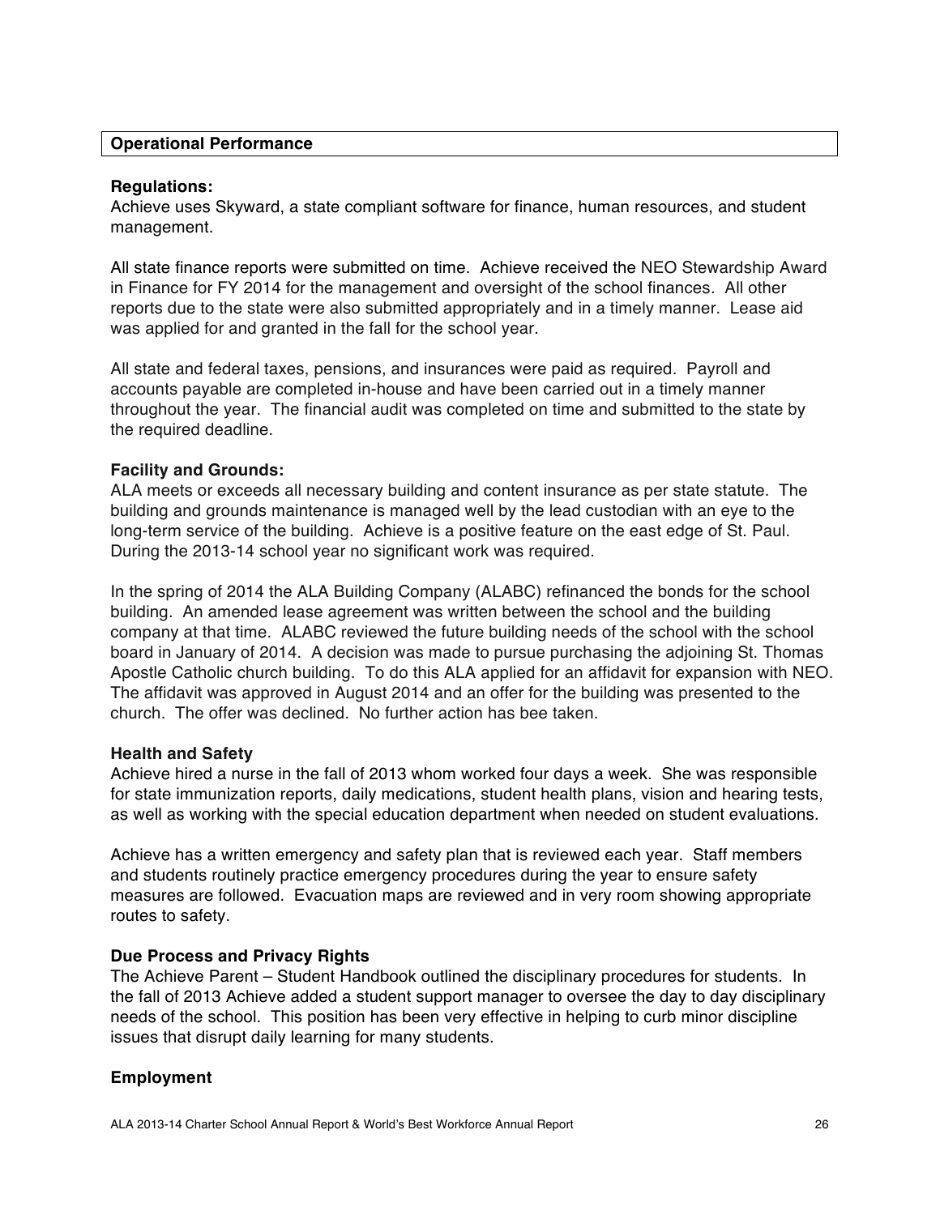## Operational Performance

**Regulations:**
Achieve uses Skyward, a state compliant software for finance, human resources, and student management.

All state finance reports were submitted on time. Achieve received the NEO Stewardship Award in Finance for FY 2014 for the management and oversight of the school finances. All other reports due to the state were also submitted appropriately and in a timely manner. Lease aid was applied for and granted in the fall for the school year.

All state and federal taxes, pensions, and insurances were paid as required. Payroll and accounts payable are completed in-house and have been carried out in a timely manner throughout the year. The financial audit was completed on time and submitted to the state by the required deadline.

**Facility and Grounds:**
ALA meets or exceeds all necessary building and content insurance as per state statute. The building and grounds maintenance is managed well by the lead custodian with an eye to the long-term service of the building. Achieve is a positive feature on the east edge of St. Paul. During the 2013-14 school year no significant work was required.

In the spring of 2014 the ALA Building Company (ALABC) refinanced the bonds for the school building. An amended lease agreement was written between the school and the building company at that time. ALABC reviewed the future building needs of the school with the school board in January of 2014. A decision was made to pursue purchasing the adjoining St. Thomas Apostle Catholic church building. To do this ALA applied for an affidavit for expansion with NEO. The affidavit was approved in August 2014 and an offer for the building was presented to the church. The offer was declined. No further action has bee taken.

**Health and Safety**
Achieve hired a nurse in the fall of 2013 whom worked four days a week. She was responsible for state immunization reports, daily medications, student health plans, vision and hearing tests, as well as working with the special education department when needed on student evaluations.

Achieve has a written emergency and safety plan that is reviewed each year. Staff members and students routinely practice emergency procedures during the year to ensure safety measures are followed. Evacuation maps are reviewed and in very room showing appropriate routes to safety.

**Due Process and Privacy Rights**
The Achieve Parent – Student Handbook outlined the disciplinary procedures for students. In the fall of 2013 Achieve added a student support manager to oversee the day to day disciplinary needs of the school. This position has been very effective in helping to curb minor discipline issues that disrupt daily learning for many students.

**Employment**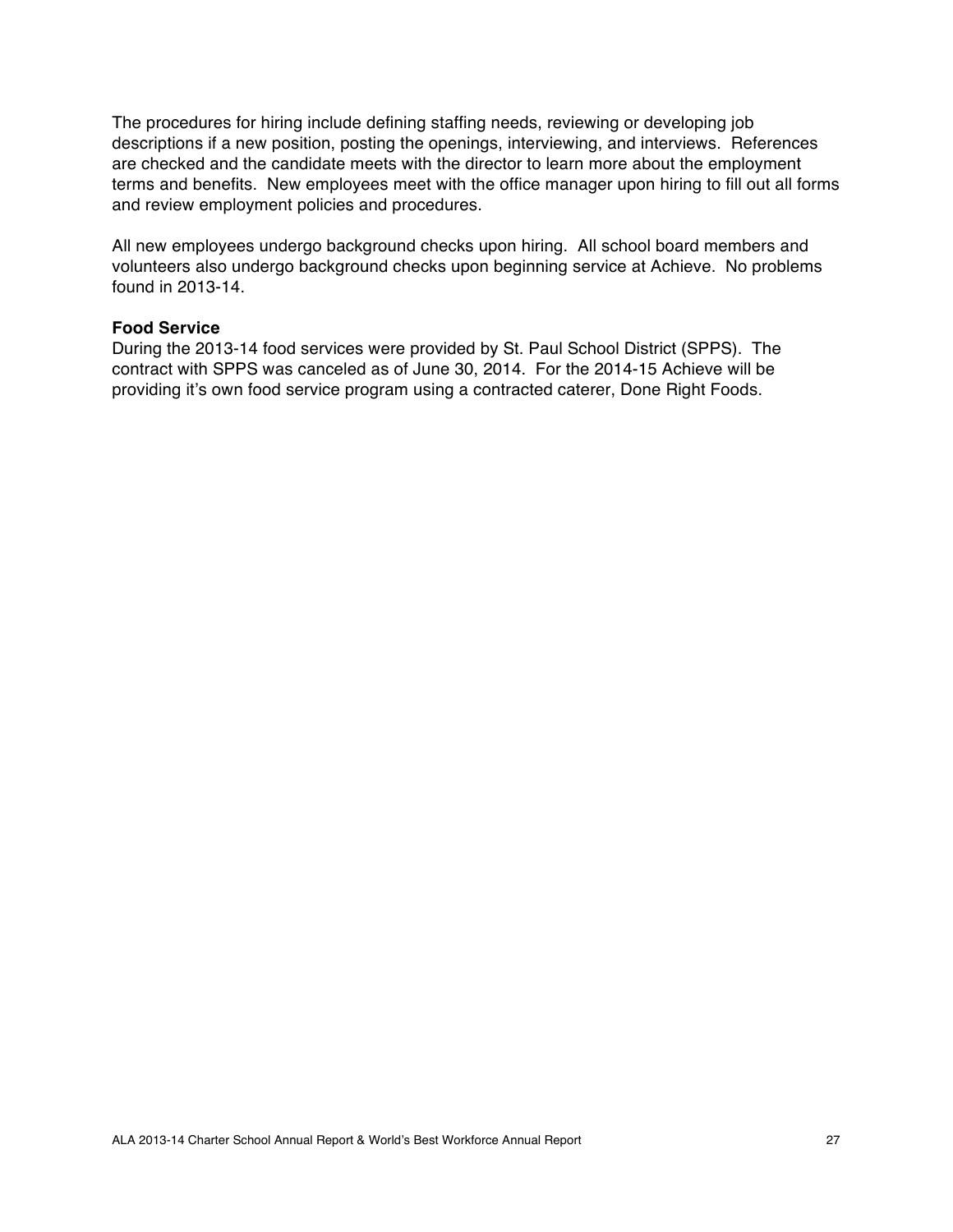The procedures for hiring include defining staffing needs, reviewing or developing job descriptions if a new position, posting the openings, interviewing, and interviews. References are checked and the candidate meets with the director to learn more about the employment terms and benefits. New employees meet with the office manager upon hiring to fill out all forms and review employment policies and procedures.

All new employees undergo background checks upon hiring. All school board members and volunteers also undergo background checks upon beginning service at Achieve. No problems found in 2013-14.

**Food Service**

During the 2013-14 food services were provided by St. Paul School District (SPPS). The contract with SPPS was canceled as of June 30, 2014. For the 2014-15 Achieve will be providing it's own food service program using a contracted caterer, Done Right Foods.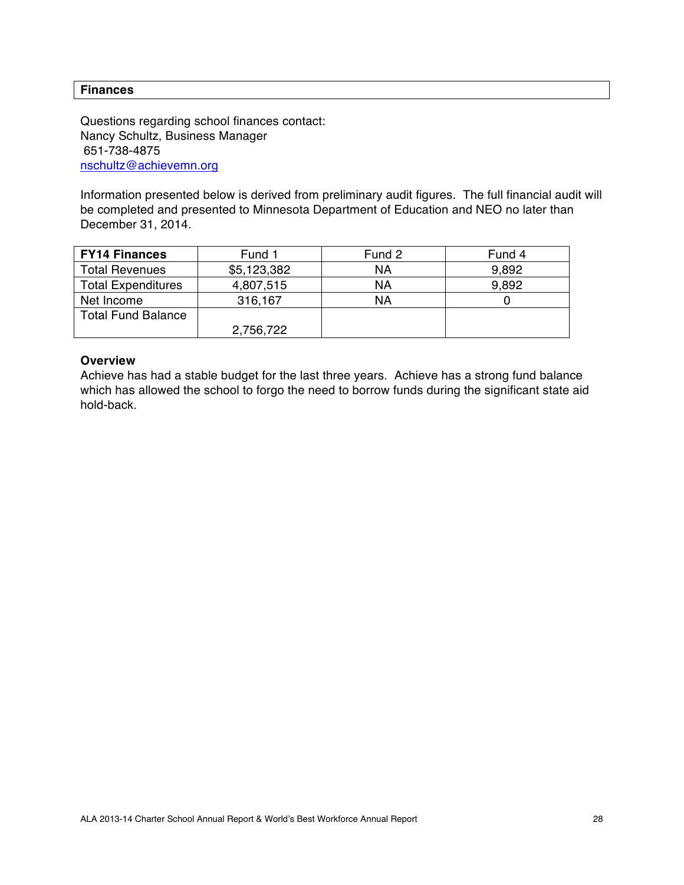## Finances

Questions regarding school finances contact:
Nancy Schultz, Business Manager
651-738-4875
nschultz@achievemn.org

Information presented below is derived from preliminary audit figures. The full financial audit will be completed and presented to Minnesota Department of Education and NEO no later than December 31, 2014.

| **FY14 Finances** | Fund 1 | Fund 2 | Fund 4 |
|---|---|---|---|
| Total Revenues | $5,123,382 | NA | 9,892 |
| Total Expenditures | 4,807,515 | NA | 9,892 |
| Net Income | 316,167 | NA | 0 |
| Total Fund Balance | 2,756,722 | | |

**Overview**
Achieve has had a stable budget for the last three years. Achieve has a strong fund balance which has allowed the school to forgo the need to borrow funds during the significant state aid hold-back.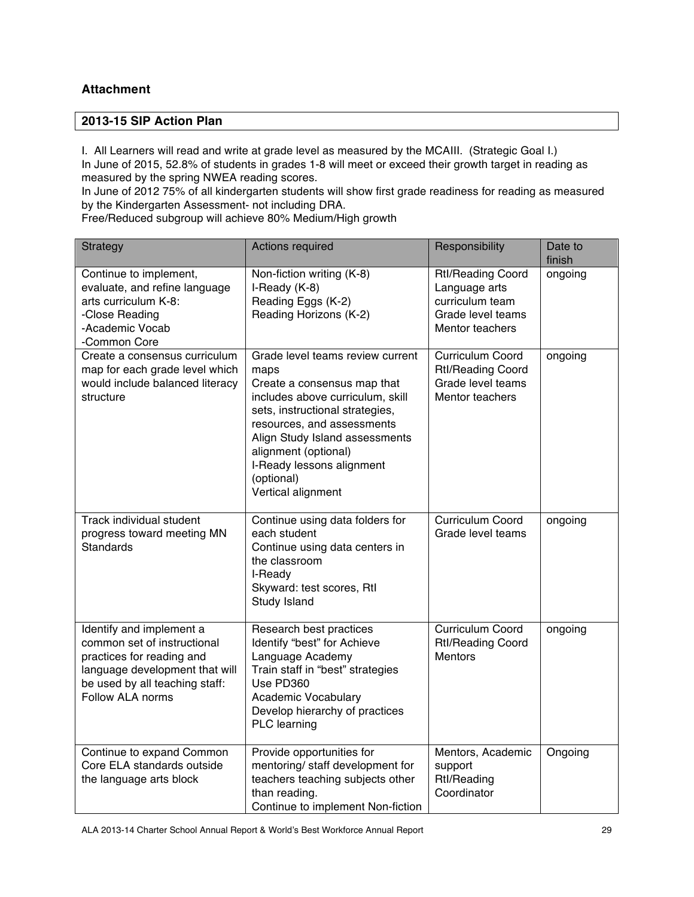### Attachment

| 2013-15 SIP Action Plan |
|---|

I. All Learners will read and write at grade level as measured by the MCAIII. (Strategic Goal I.)
In June of 2015, 52.8% of students in grades 1-8 will meet or exceed their growth target in reading as measured by the spring NWEA reading scores.
In June of 2012 75% of all kindergarten students will show first grade readiness for reading as measured by the Kindergarten Assessment- not including DRA.
Free/Reduced subgroup will achieve 80% Medium/High growth

| Strategy | Actions required | Responsibility | Date to finish |
|---|---|---|---|
| Continue to implement, evaluate, and refine language arts curriculum K-8:<br>-Close Reading<br>-Academic Vocab<br>-Common Core | Non-fiction writing (K-8)<br>I-Ready (K-8)<br>Reading Eggs (K-2)<br>Reading Horizons (K-2) | RtI/Reading Coord<br>Language arts curriculum team<br>Grade level teams<br>Mentor teachers | ongoing |
| Create a consensus curriculum map for each grade level which would include balanced literacy structure | Grade level teams review current maps<br>Create a consensus map that includes above curriculum, skill sets, instructional strategies, resources, and assessments<br>Align Study Island assessments alignment (optional)<br>I-Ready lessons alignment (optional)<br>Vertical alignment | Curriculum Coord<br>RtI/Reading Coord<br>Grade level teams<br>Mentor teachers | ongoing |
| Track individual student progress toward meeting MN Standards | Continue using data folders for each student<br>Continue using data centers in the classroom<br>I-Ready<br>Skyward: test scores, RtI<br>Study Island | Curriculum Coord<br>Grade level teams | ongoing |
| Identify and implement a common set of instructional practices for reading and language development that will be used by all teaching staff: Follow ALA norms | Research best practices<br>Identify "best" for Achieve Language Academy<br>Train staff in "best" strategies<br>Use PD360<br>Academic Vocabulary<br>Develop hierarchy of practices<br>PLC learning | Curriculum Coord<br>RtI/Reading Coord<br>Mentors | ongoing |
| Continue to expand Common Core ELA standards outside the language arts block | Provide opportunities for mentoring/ staff development for teachers teaching subjects other than reading.<br>Continue to implement Non-fiction | Mentors, Academic support<br>RtI/Reading Coordinator | Ongoing |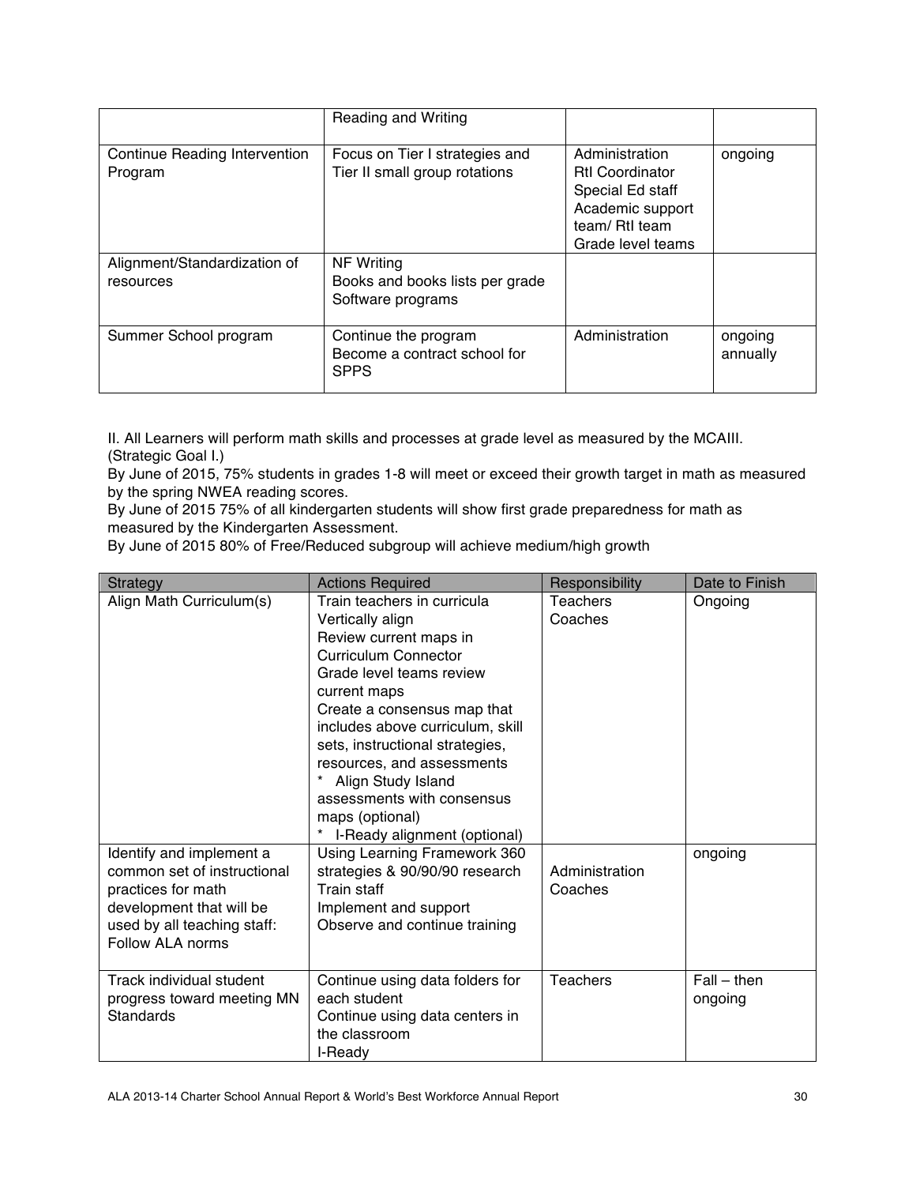| | | | |
|---|---|---|---|
| | Reading and Writing | | |
| Continue Reading Intervention Program | Focus on Tier I strategies and Tier II small group rotations | Administration<br>RtI Coordinator<br>Special Ed staff<br>Academic support team/ RtI team<br>Grade level teams | ongoing |
| Alignment/Standardization of resources | NF Writing<br>Books and books lists per grade<br>Software programs | | |
| Summer School program | Continue the program<br>Become a contract school for SPPS | Administration | ongoing annually |

II. All Learners will perform math skills and processes at grade level as measured by the MCAIII. (Strategic Goal I.)
By June of 2015, 75% students in grades 1-8 will meet or exceed their growth target in math as measured by the spring NWEA reading scores.
By June of 2015 75% of all kindergarten students will show first grade preparedness for math as measured by the Kindergarten Assessment.
By June of 2015 80% of Free/Reduced subgroup will achieve medium/high growth

| Strategy | Actions Required | Responsibility | Date to Finish |
|---|---|---|---|
| Align Math Curriculum(s) | Train teachers in curricula<br>Vertically align<br>Review current maps in Curriculum Connector<br>Grade level teams review current maps<br>Create a consensus map that includes above curriculum, skill sets, instructional strategies, resources, and assessments<br>* Align Study Island assessments with consensus maps (optional)<br>* I-Ready alignment (optional) | Teachers<br>Coaches | Ongoing |
| Identify and implement a common set of instructional practices for math development that will be used by all teaching staff: Follow ALA norms | Using Learning Framework 360 strategies & 90/90/90 research<br>Train staff<br>Implement and support<br>Observe and continue training | Administration<br>Coaches | ongoing |
| Track individual student progress toward meeting MN Standards | Continue using data folders for each student<br>Continue using data centers in the classroom<br>I-Ready | Teachers | Fall – then ongoing |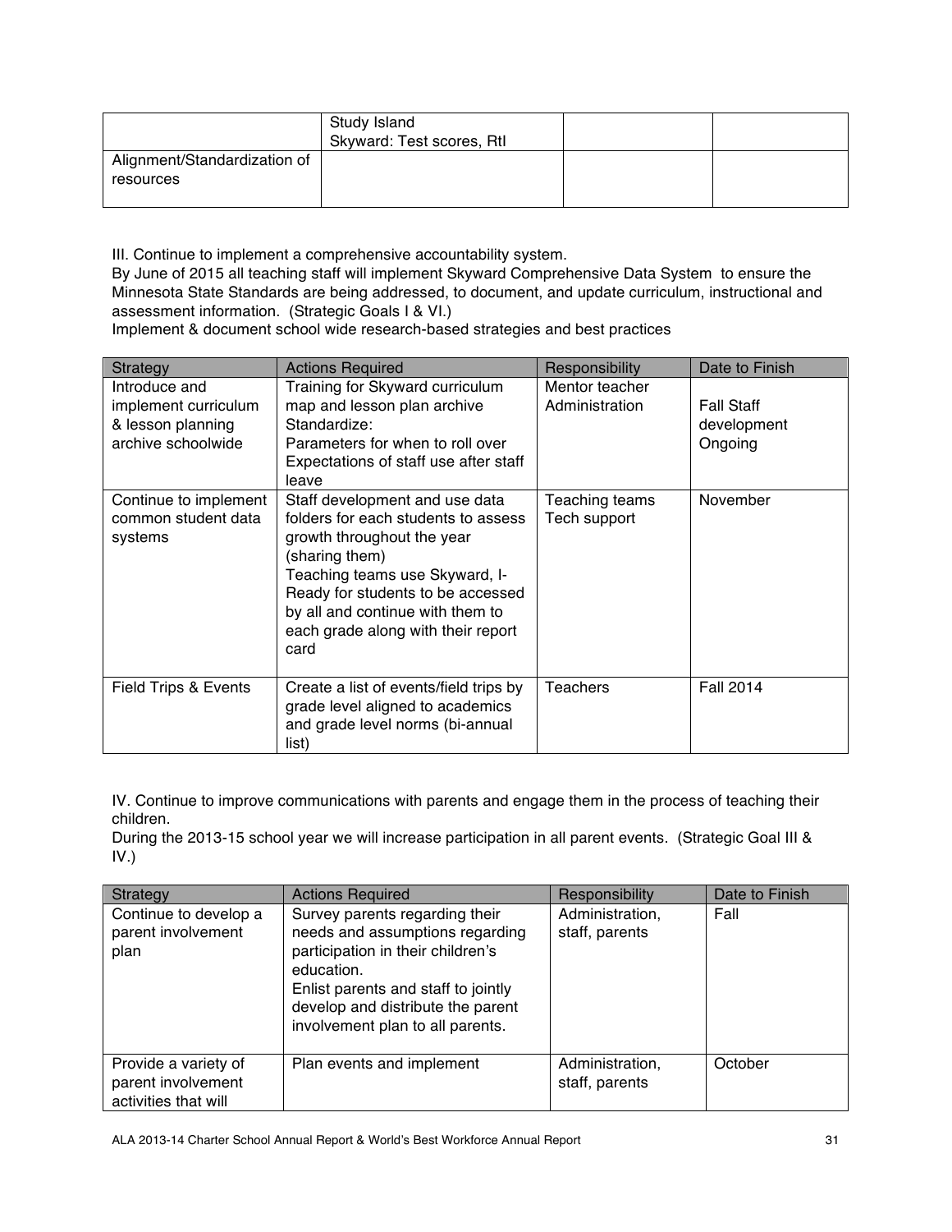| | Study Island<br>Skyward: Test scores, RtI | | |
|---|---|---|---|
| Alignment/Standardization of resources | | | |

III. Continue to implement a comprehensive accountability system.
By June of 2015 all teaching staff will implement Skyward Comprehensive Data System to ensure the Minnesota State Standards are being addressed, to document, and update curriculum, instructional and assessment information. (Strategic Goals I & VI.)
Implement & document school wide research-based strategies and best practices

| Strategy | Actions Required | Responsibility | Date to Finish |
|---|---|---|---|
| Introduce and implement curriculum & lesson planning archive schoolwide | Training for Skyward curriculum map and lesson plan archive<br>Standardize:<br>Parameters for when to roll over<br>Expectations of staff use after staff leave | Mentor teacher<br>Administration | Fall Staff development<br>Ongoing |
| Continue to implement common student data systems | Staff development and use data folders for each students to assess growth throughout the year (sharing them)<br>Teaching teams use Skyward, I-Ready for students to be accessed by all and continue with them to each grade along with their report card | Teaching teams<br>Tech support | November |
| Field Trips & Events | Create a list of events/field trips by grade level aligned to academics and grade level norms (bi-annual list) | Teachers | Fall 2014 |

IV. Continue to improve communications with parents and engage them in the process of teaching their children.
During the 2013-15 school year we will increase participation in all parent events. (Strategic Goal III & IV.)

| Strategy | Actions Required | Responsibility | Date to Finish |
|---|---|---|---|
| Continue to develop a parent involvement plan | Survey parents regarding their needs and assumptions regarding participation in their children's education.<br>Enlist parents and staff to jointly develop and distribute the parent involvement plan to all parents. | Administration, staff, parents | Fall |
| Provide a variety of parent involvement activities that will | Plan events and implement | Administration, staff, parents | October |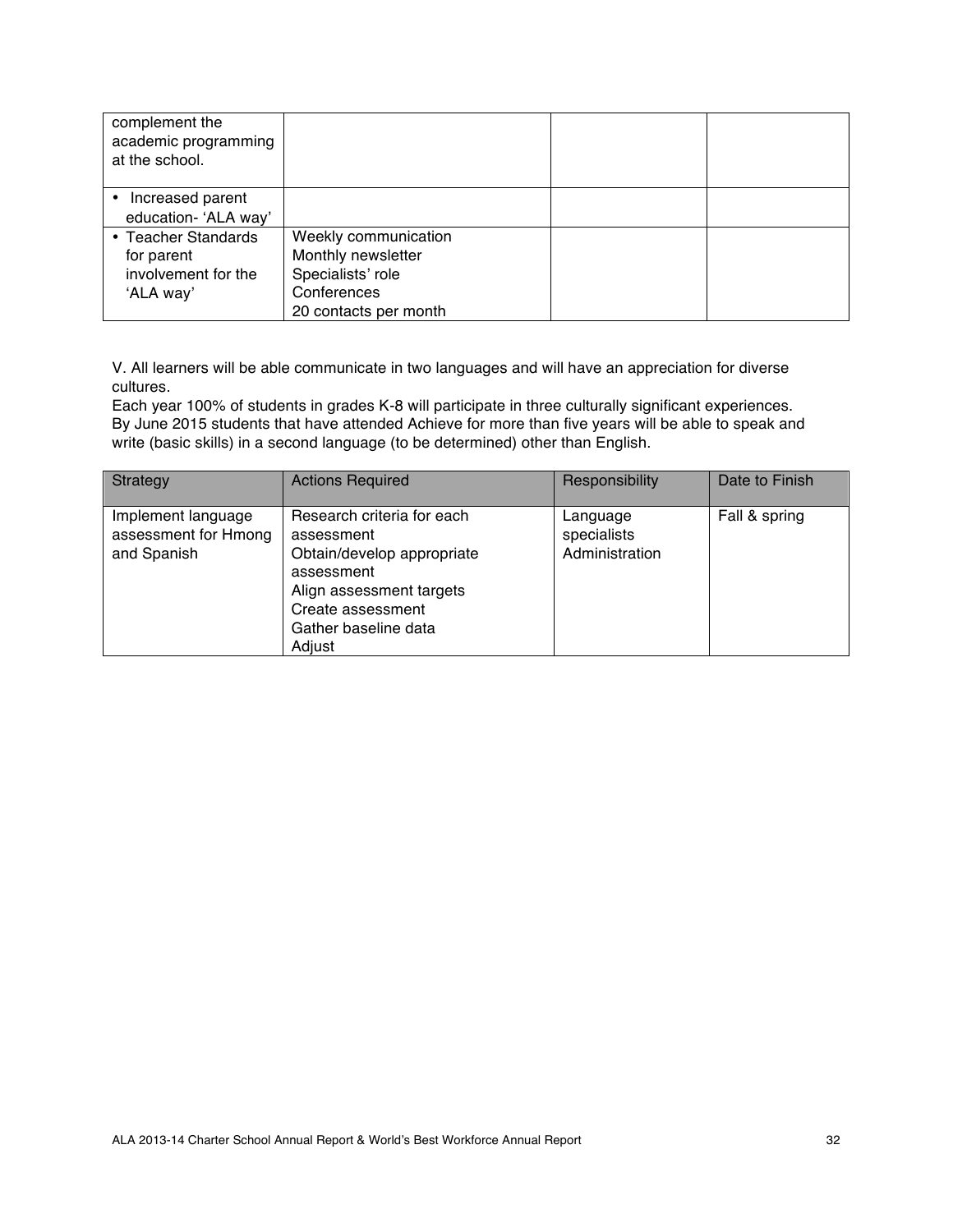| | | | |
|---|---|---|---|
| complement the academic programming at the school. | | | |
| • Increased parent education- 'ALA way' | | | |
| • Teacher Standards for parent involvement for the 'ALA way' | Weekly communication<br>Monthly newsletter<br>Specialists' role<br>Conferences<br>20 contacts per month | | |

V. All learners will be able communicate in two languages and will have an appreciation for diverse cultures.

Each year 100% of students in grades K-8 will participate in three culturally significant experiences. By June 2015 students that have attended Achieve for more than five years will be able to speak and write (basic skills) in a second language (to be determined) other than English.

| Strategy | Actions Required | Responsibility | Date to Finish |
|---|---|---|---|
| Implement language assessment for Hmong and Spanish | Research criteria for each assessment<br>Obtain/develop appropriate assessment<br>Align assessment targets<br>Create assessment<br>Gather baseline data<br>Adjust | Language specialists<br>Administration | Fall & spring |